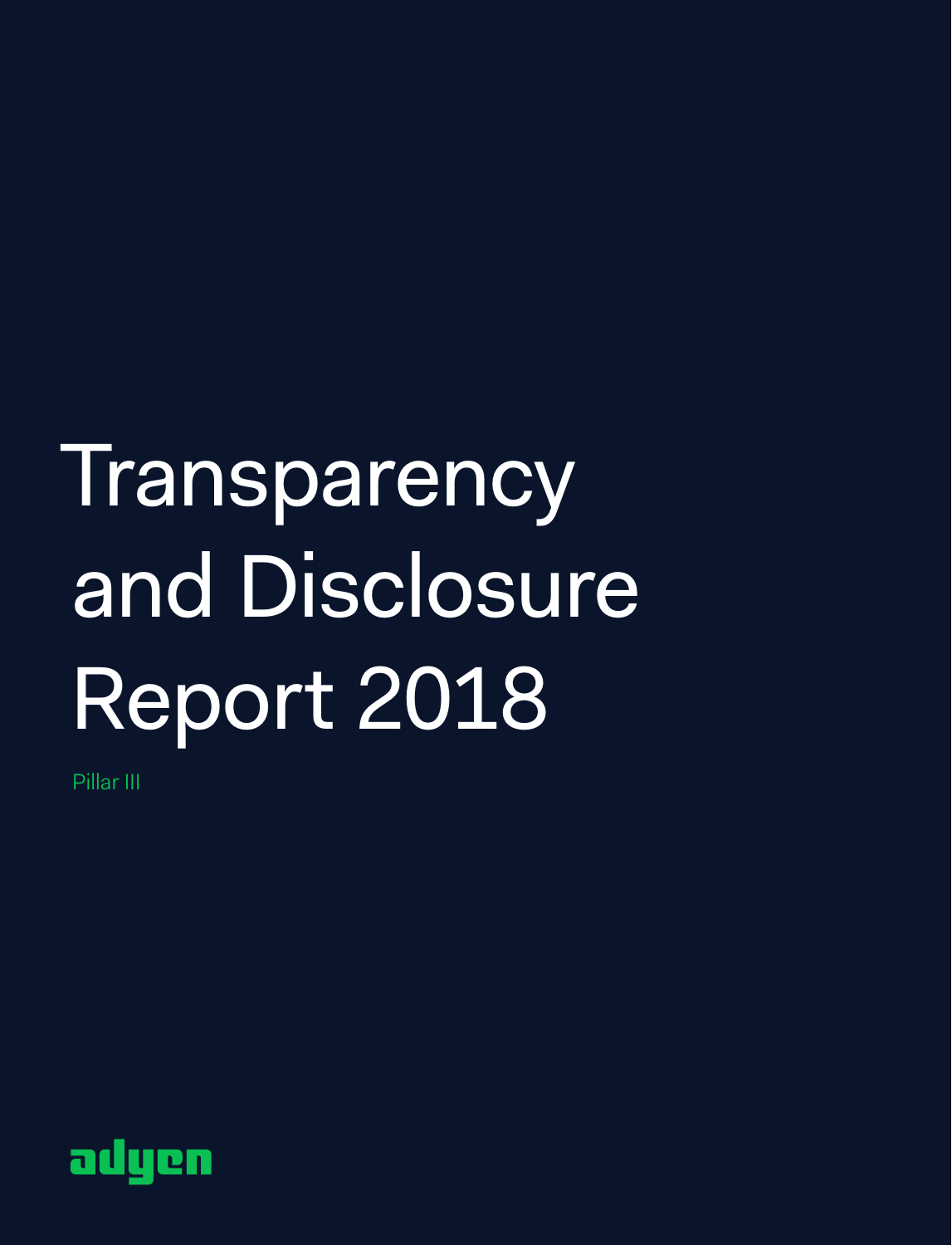# Transparency and Disclosure Report 2018

Pillar III

adyen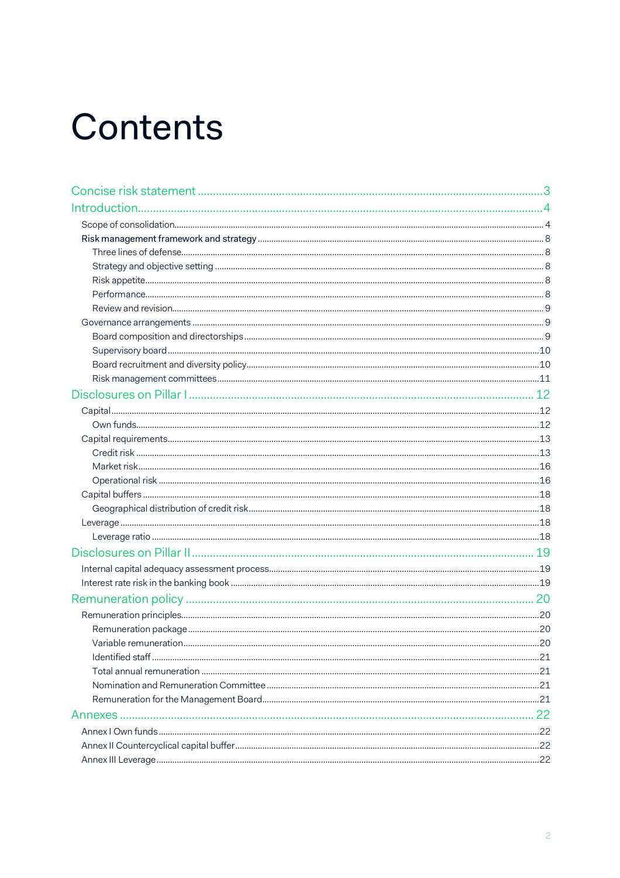# Contents

- Concise risk statement ........ 3
- Introduction ........ 4
  - Scope of consolidation ........ 4
  - Risk management framework and strategy ........ 8
    - Three lines of defense ........ 8
    - Strategy and objective setting ........ 8
    - Risk appetite ........ 8
    - Performance ........ 8
    - Review and revision ........ 9
  - Governance arrangements ........ 9
    - Board composition and directorships ........ 9
    - Supervisory board ........ 10
    - Board recruitment and diversity policy ........ 10
    - Risk management committees ........ 11
- Disclosures on Pillar I ........ 12
  - Capital ........ 12
    - Own funds ........ 12
  - Capital requirements ........ 13
    - Credit risk ........ 13
    - Market risk ........ 16
    - Operational risk ........ 16
  - Capital buffers ........ 18
    - Geographical distribution of credit risk ........ 18
  - Leverage ........ 18
    - Leverage ratio ........ 18
- Disclosures on Pillar II ........ 19
  - Internal capital adequacy assessment process ........ 19
  - Interest rate risk in the banking book ........ 19
- Remuneration policy ........ 20
  - Remuneration principles ........ 20
    - Remuneration package ........ 20
    - Variable remuneration ........ 20
    - Identified staff ........ 21
    - Total annual remuneration ........ 21
    - Nomination and Remuneration Committee ........ 21
    - Remuneration for the Management Board ........ 21
- Annexes ........ 22
  - Annex I Own funds ........ 22
  - Annex II Countercyclical capital buffer ........ 22
  - Annex III Leverage ........ 22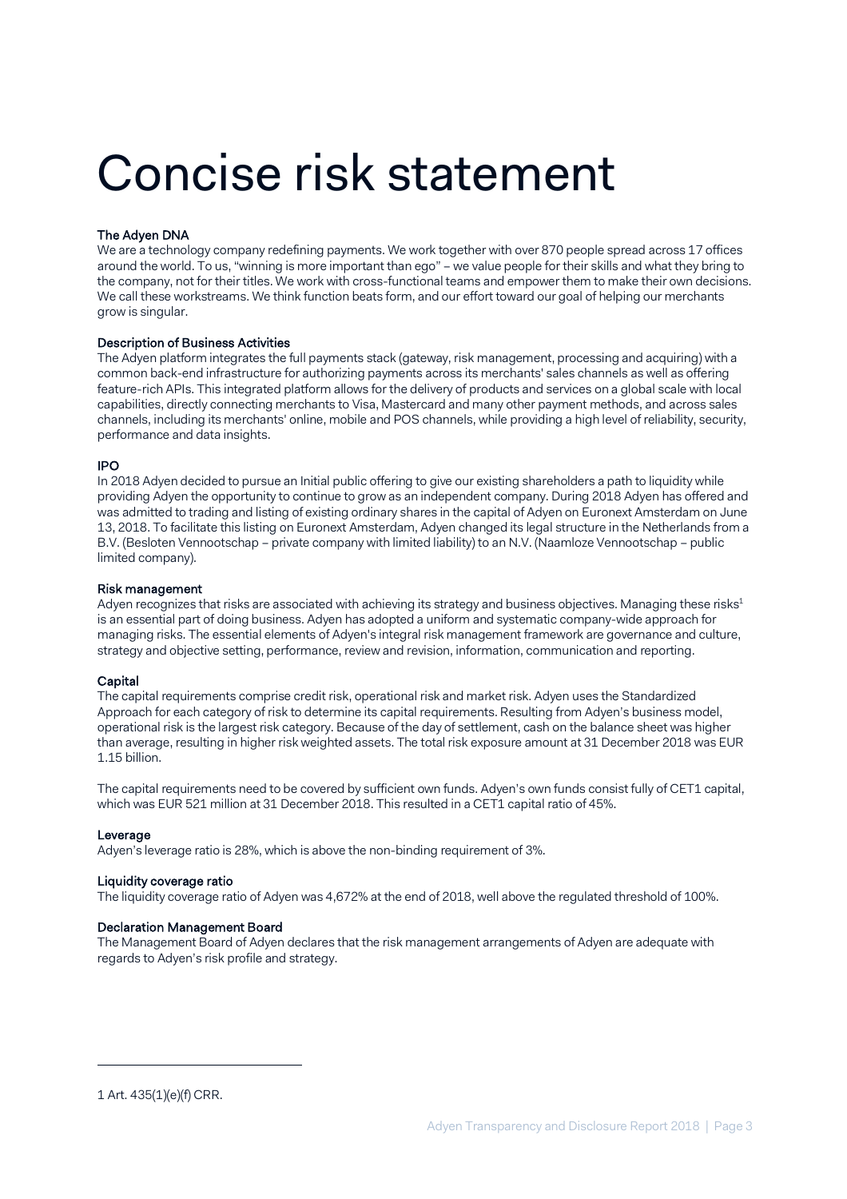# Concise risk statement

### The Adyen DNA

We are a technology company redefining payments. We work together with over 870 people spread across 17 offices around the world. To us, "winning is more important than ego" – we value people for their skills and what they bring to the company, not for their titles. We work with cross-functional teams and empower them to make their own decisions. We call these workstreams. We think function beats form, and our effort toward our goal of helping our merchants grow is singular.

### Description of Business Activities

The Adyen platform integrates the full payments stack (gateway, risk management, processing and acquiring) with a common back-end infrastructure for authorizing payments across its merchants' sales channels as well as offering feature-rich APIs. This integrated platform allows for the delivery of products and services on a global scale with local capabilities, directly connecting merchants to Visa, Mastercard and many other payment methods, and across sales channels, including its merchants' online, mobile and POS channels, while providing a high level of reliability, security, performance and data insights.

### IPO

In 2018 Adyen decided to pursue an Initial public offering to give our existing shareholders a path to liquidity while providing Adyen the opportunity to continue to grow as an independent company. During 2018 Adyen has offered and was admitted to trading and listing of existing ordinary shares in the capital of Adyen on Euronext Amsterdam on June 13, 2018. To facilitate this listing on Euronext Amsterdam, Adyen changed its legal structure in the Netherlands from a B.V. (Besloten Vennootschap – private company with limited liability) to an N.V. (Naamloze Vennootschap – public limited company).

### Risk management

Adyen recognizes that risks are associated with achieving its strategy and business objectives. Managing these risks[1] is an essential part of doing business. Adyen has adopted a uniform and systematic company-wide approach for managing risks. The essential elements of Adyen's integral risk management framework are governance and culture, strategy and objective setting, performance, review and revision, information, communication and reporting.

### Capital

The capital requirements comprise credit risk, operational risk and market risk. Adyen uses the Standardized Approach for each category of risk to determine its capital requirements. Resulting from Adyen's business model, operational risk is the largest risk category. Because of the day of settlement, cash on the balance sheet was higher than average, resulting in higher risk weighted assets. The total risk exposure amount at 31 December 2018 was EUR 1.15 billion.

The capital requirements need to be covered by sufficient own funds. Adyen's own funds consist fully of CET1 capital, which was EUR 521 million at 31 December 2018. This resulted in a CET1 capital ratio of 45%.

### Leverage

Adyen's leverage ratio is 28%, which is above the non-binding requirement of 3%.

### Liquidity coverage ratio

The liquidity coverage ratio of Adyen was 4,672% at the end of 2018, well above the regulated threshold of 100%.

### Declaration Management Board

The Management Board of Adyen declares that the risk management arrangements of Adyen are adequate with regards to Adyen's risk profile and strategy.

---

1 Art. 435(1)(e)(f) CRR.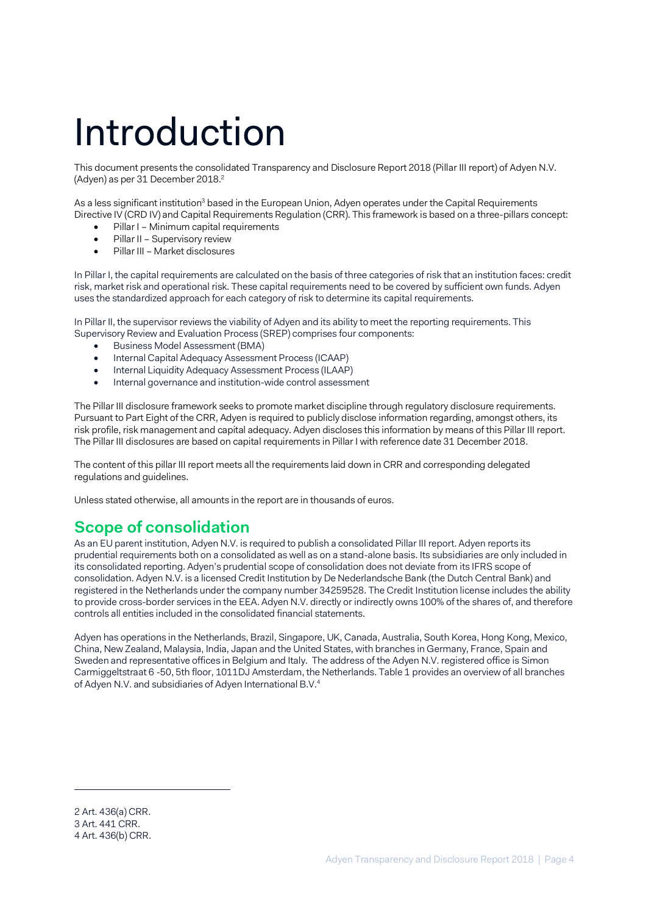# Introduction

This document presents the consolidated Transparency and Disclosure Report 2018 (Pillar III report) of Adyen N.V. (Adyen) as per 31 December 2018.[2]

As a less significant institution[3] based in the European Union, Adyen operates under the Capital Requirements Directive IV (CRD IV) and Capital Requirements Regulation (CRR). This framework is based on a three-pillars concept:

- Pillar I – Minimum capital requirements
- Pillar II – Supervisory review
- Pillar III – Market disclosures

In Pillar I, the capital requirements are calculated on the basis of three categories of risk that an institution faces: credit risk, market risk and operational risk. These capital requirements need to be covered by sufficient own funds. Adyen uses the standardized approach for each category of risk to determine its capital requirements.

In Pillar II, the supervisor reviews the viability of Adyen and its ability to meet the reporting requirements. This Supervisory Review and Evaluation Process (SREP) comprises four components:

- Business Model Assessment (BMA)
- Internal Capital Adequacy Assessment Process (ICAAP)
- Internal Liquidity Adequacy Assessment Process (ILAAP)
- Internal governance and institution-wide control assessment

The Pillar III disclosure framework seeks to promote market discipline through regulatory disclosure requirements. Pursuant to Part Eight of the CRR, Adyen is required to publicly disclose information regarding, amongst others, its risk profile, risk management and capital adequacy. Adyen discloses this information by means of this Pillar III report. The Pillar III disclosures are based on capital requirements in Pillar I with reference date 31 December 2018.

The content of this pillar III report meets all the requirements laid down in CRR and corresponding delegated regulations and guidelines.

Unless stated otherwise, all amounts in the report are in thousands of euros.

## Scope of consolidation

As an EU parent institution, Adyen N.V. is required to publish a consolidated Pillar III report. Adyen reports its prudential requirements both on a consolidated as well as on a stand-alone basis. Its subsidiaries are only included in its consolidated reporting. Adyen's prudential scope of consolidation does not deviate from its IFRS scope of consolidation. Adyen N.V. is a licensed Credit Institution by De Nederlandsche Bank (the Dutch Central Bank) and registered in the Netherlands under the company number 34259528. The Credit Institution license includes the ability to provide cross-border services in the EEA. Adyen N.V. directly or indirectly owns 100% of the shares of, and therefore controls all entities included in the consolidated financial statements.

Adyen has operations in the Netherlands, Brazil, Singapore, UK, Canada, Australia, South Korea, Hong Kong, Mexico, China, New Zealand, Malaysia, India, Japan and the United States, with branches in Germany, France, Spain and Sweden and representative offices in Belgium and Italy. The address of the Adyen N.V. registered office is Simon Carmiggeltstraat 6 -50, 5th floor, 1011DJ Amsterdam, the Netherlands. Table 1 provides an overview of all branches of Adyen N.V. and subsidiaries of Adyen International B.V.[4]

---

2 Art. 436(a) CRR.
3 Art. 441 CRR.
4 Art. 436(b) CRR.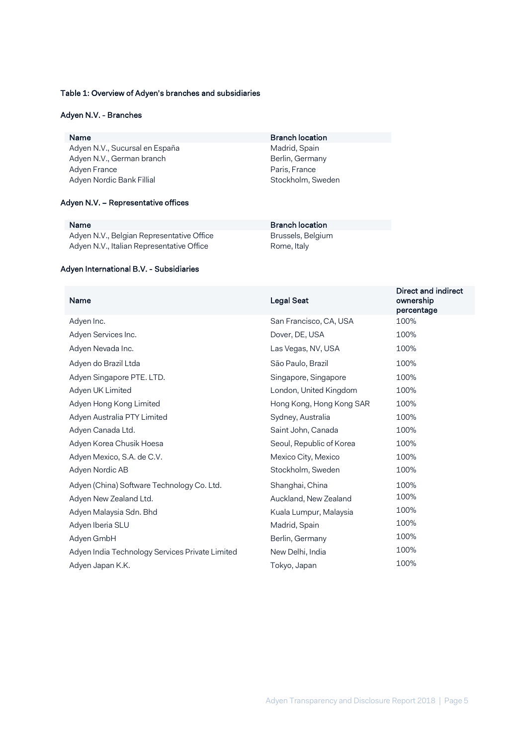### Table 1: Overview of Adyen's branches and subsidiaries

#### Adyen N.V. - Branches

| Name | Branch location |
| --- | --- |
| Adyen N.V., Sucursal en España | Madrid, Spain |
| Adyen N.V., German branch | Berlin, Germany |
| Adyen France | Paris, France |
| Adyen Nordic Bank Fillial | Stockholm, Sweden |

#### Adyen N.V. – Representative offices

| Name | Branch location |
| --- | --- |
| Adyen N.V., Belgian Representative Office | Brussels, Belgium |
| Adyen N.V., Italian Representative Office | Rome, Italy |

#### Adyen International B.V. - Subsidiaries

| Name | Legal Seat | Direct and indirect ownership percentage |
| --- | --- | --- |
| Adyen Inc. | San Francisco, CA, USA | 100% |
| Adyen Services Inc. | Dover, DE, USA | 100% |
| Adyen Nevada Inc. | Las Vegas, NV, USA | 100% |
| Adyen do Brazil Ltda | São Paulo, Brazil | 100% |
| Adyen Singapore PTE. LTD. | Singapore, Singapore | 100% |
| Adyen UK Limited | London, United Kingdom | 100% |
| Adyen Hong Kong Limited | Hong Kong, Hong Kong SAR | 100% |
| Adyen Australia PTY Limited | Sydney, Australia | 100% |
| Adyen Canada Ltd. | Saint John, Canada | 100% |
| Adyen Korea Chusik Hoesa | Seoul, Republic of Korea | 100% |
| Adyen Mexico, S.A. de C.V. | Mexico City, Mexico | 100% |
| Adyen Nordic AB | Stockholm, Sweden | 100% |
| Adyen (China) Software Technology Co. Ltd. | Shanghai, China | 100% |
| Adyen New Zealand Ltd. | Auckland, New Zealand | 100% |
| Adyen Malaysia Sdn. Bhd | Kuala Lumpur, Malaysia | 100% |
| Adyen Iberia SLU | Madrid, Spain | 100% |
| Adyen GmbH | Berlin, Germany | 100% |
| Adyen India Technology Services Private Limited | New Delhi, India | 100% |
| Adyen Japan K.K. | Tokyo, Japan | 100% |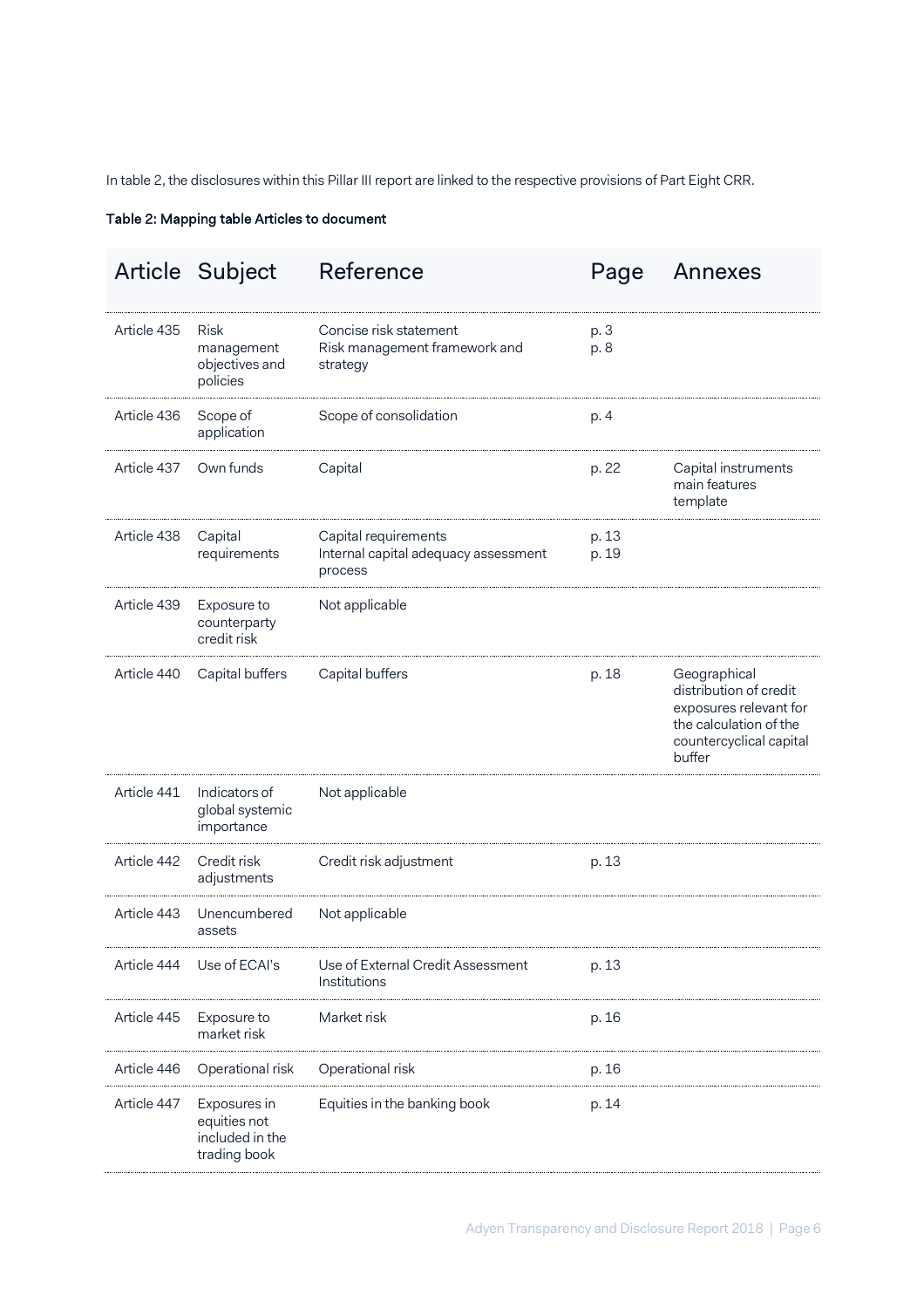In table 2, the disclosures within this Pillar III report are linked to the respective provisions of Part Eight CRR.

**Table 2: Mapping table Articles to document**

| Article | Subject | Reference | Page | Annexes |
|---|---|---|---|---|
| Article 435 | Risk management objectives and policies | Concise risk statement<br>Risk management framework and strategy | p. 3<br>p. 8 | |
| Article 436 | Scope of application | Scope of consolidation | p. 4 | |
| Article 437 | Own funds | Capital | p. 22 | Capital instruments main features template |
| Article 438 | Capital requirements | Capital requirements<br>Internal capital adequacy assessment process | p. 13<br>p. 19 | |
| Article 439 | Exposure to counterparty credit risk | Not applicable | | |
| Article 440 | Capital buffers | Capital buffers | p. 18 | Geographical distribution of credit exposures relevant for the calculation of the countercyclical capital buffer |
| Article 441 | Indicators of global systemic importance | Not applicable | | |
| Article 442 | Credit risk adjustments | Credit risk adjustment | p. 13 | |
| Article 443 | Unencumbered assets | Not applicable | | |
| Article 444 | Use of ECAI's | Use of External Credit Assessment Institutions | p. 13 | |
| Article 445 | Exposure to market risk | Market risk | p. 16 | |
| Article 446 | Operational risk | Operational risk | p. 16 | |
| Article 447 | Exposures in equities not included in the trading book | Equities in the banking book | p. 14 | |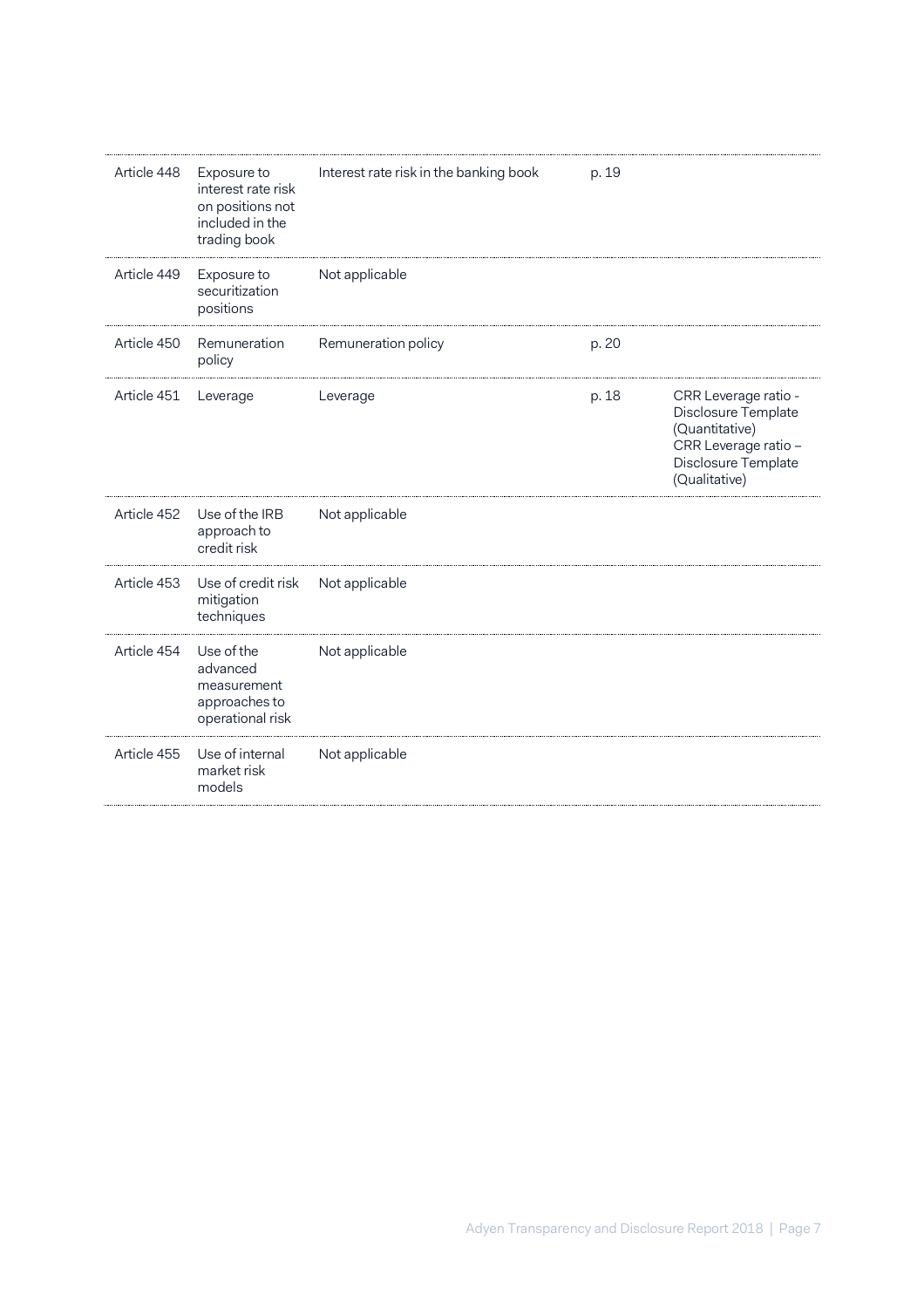| | | | | |
|---|---|---|---|---|
| Article 448 | Exposure to interest rate risk on positions not included in the trading book | Interest rate risk in the banking book | p. 19 | |
| Article 449 | Exposure to securitization positions | Not applicable | | |
| Article 450 | Remuneration policy | Remuneration policy | p. 20 | |
| Article 451 | Leverage | Leverage | p. 18 | CRR Leverage ratio - Disclosure Template (Quantitative)<br>CRR Leverage ratio – Disclosure Template (Qualitative) |
| Article 452 | Use of the IRB approach to credit risk | Not applicable | | |
| Article 453 | Use of credit risk mitigation techniques | Not applicable | | |
| Article 454 | Use of the advanced measurement approaches to operational risk | Not applicable | | |
| Article 455 | Use of internal market risk models | Not applicable | | |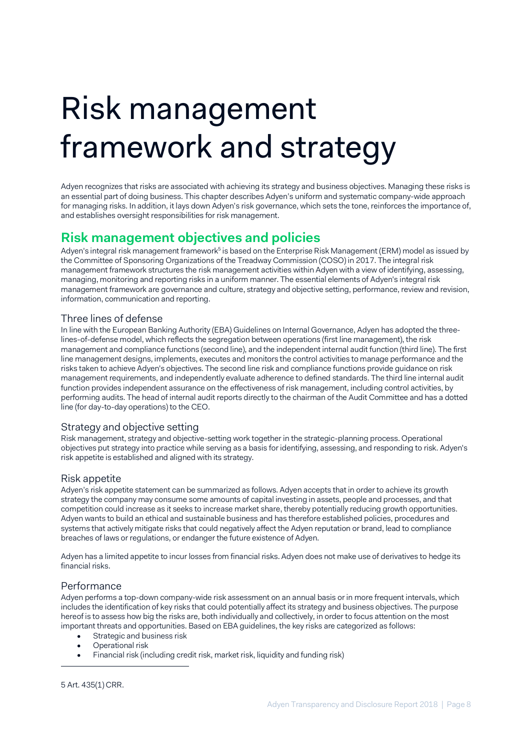# Risk management framework and strategy

Adyen recognizes that risks are associated with achieving its strategy and business objectives. Managing these risks is an essential part of doing business. This chapter describes Adyen's uniform and systematic company-wide approach for managing risks. In addition, it lays down Adyen's risk governance, which sets the tone, reinforces the importance of, and establishes oversight responsibilities for risk management.

## Risk management objectives and policies

Adyen's integral risk management framework[5] is based on the Enterprise Risk Management (ERM) model as issued by the Committee of Sponsoring Organizations of the Treadway Commission (COSO) in 2017. The integral risk management framework structures the risk management activities within Adyen with a view of identifying, assessing, managing, monitoring and reporting risks in a uniform manner. The essential elements of Adyen's integral risk management framework are governance and culture, strategy and objective setting, performance, review and revision, information, communication and reporting.

### Three lines of defense

In line with the European Banking Authority (EBA) Guidelines on Internal Governance, Adyen has adopted the three-lines-of-defense model, which reflects the segregation between operations (first line management), the risk management and compliance functions (second line), and the independent internal audit function (third line). The first line management designs, implements, executes and monitors the control activities to manage performance and the risks taken to achieve Adyen's objectives. The second line risk and compliance functions provide guidance on risk management requirements, and independently evaluate adherence to defined standards. The third line internal audit function provides independent assurance on the effectiveness of risk management, including control activities, by performing audits. The head of internal audit reports directly to the chairman of the Audit Committee and has a dotted line (for day-to-day operations) to the CEO.

### Strategy and objective setting

Risk management, strategy and objective-setting work together in the strategic-planning process. Operational objectives put strategy into practice while serving as a basis for identifying, assessing, and responding to risk. Adyen's risk appetite is established and aligned with its strategy.

### Risk appetite

Adyen's risk appetite statement can be summarized as follows. Adyen accepts that in order to achieve its growth strategy the company may consume some amounts of capital investing in assets, people and processes, and that competition could increase as it seeks to increase market share, thereby potentially reducing growth opportunities. Adyen wants to build an ethical and sustainable business and has therefore established policies, procedures and systems that actively mitigate risks that could negatively affect the Adyen reputation or brand, lead to compliance breaches of laws or regulations, or endanger the future existence of Adyen.

Adyen has a limited appetite to incur losses from financial risks. Adyen does not make use of derivatives to hedge its financial risks.

### Performance

Adyen performs a top-down company-wide risk assessment on an annual basis or in more frequent intervals, which includes the identification of key risks that could potentially affect its strategy and business objectives. The purpose hereof is to assess how big the risks are, both individually and collectively, in order to focus attention on the most important threats and opportunities. Based on EBA guidelines, the key risks are categorized as follows:

- Strategic and business risk
- Operational risk
- Financial risk (including credit risk, market risk, liquidity and funding risk)

---

5 Art. 435(1) CRR.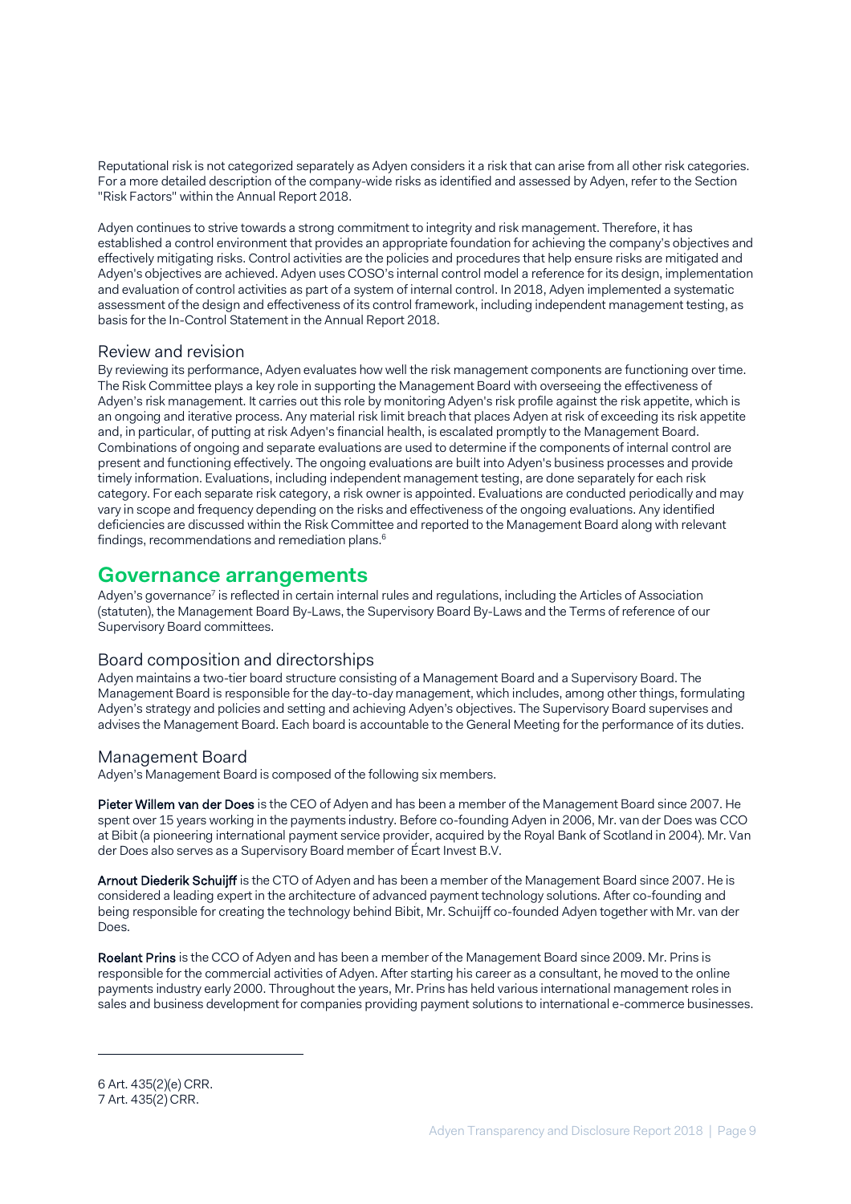Reputational risk is not categorized separately as Adyen considers it a risk that can arise from all other risk categories. For a more detailed description of the company-wide risks as identified and assessed by Adyen, refer to the Section "Risk Factors" within the Annual Report 2018.

Adyen continues to strive towards a strong commitment to integrity and risk management. Therefore, it has established a control environment that provides an appropriate foundation for achieving the company's objectives and effectively mitigating risks. Control activities are the policies and procedures that help ensure risks are mitigated and Adyen's objectives are achieved. Adyen uses COSO's internal control model a reference for its design, implementation and evaluation of control activities as part of a system of internal control. In 2018, Adyen implemented a systematic assessment of the design and effectiveness of its control framework, including independent management testing, as basis for the In-Control Statement in the Annual Report 2018.

### Review and revision

By reviewing its performance, Adyen evaluates how well the risk management components are functioning over time. The Risk Committee plays a key role in supporting the Management Board with overseeing the effectiveness of Adyen's risk management. It carries out this role by monitoring Adyen's risk profile against the risk appetite, which is an ongoing and iterative process. Any material risk limit breach that places Adyen at risk of exceeding its risk appetite and, in particular, of putting at risk Adyen's financial health, is escalated promptly to the Management Board. Combinations of ongoing and separate evaluations are used to determine if the components of internal control are present and functioning effectively. The ongoing evaluations are built into Adyen's business processes and provide timely information. Evaluations, including independent management testing, are done separately for each risk category. For each separate risk category, a risk owner is appointed. Evaluations are conducted periodically and may vary in scope and frequency depending on the risks and effectiveness of the ongoing evaluations. Any identified deficiencies are discussed within the Risk Committee and reported to the Management Board along with relevant findings, recommendations and remediation plans.[6]

## Governance arrangements

Adyen's governance[7] is reflected in certain internal rules and regulations, including the Articles of Association (statuten), the Management Board By-Laws, the Supervisory Board By-Laws and the Terms of reference of our Supervisory Board committees.

### Board composition and directorships

Adyen maintains a two-tier board structure consisting of a Management Board and a Supervisory Board. The Management Board is responsible for the day-to-day management, which includes, among other things, formulating Adyen's strategy and policies and setting and achieving Adyen's objectives. The Supervisory Board supervises and advises the Management Board. Each board is accountable to the General Meeting for the performance of its duties.

### Management Board

Adyen's Management Board is composed of the following six members.

**Pieter Willem van der Does** is the CEO of Adyen and has been a member of the Management Board since 2007. He spent over 15 years working in the payments industry. Before co-founding Adyen in 2006, Mr. van der Does was CCO at Bibit (a pioneering international payment service provider, acquired by the Royal Bank of Scotland in 2004). Mr. Van der Does also serves as a Supervisory Board member of Écart Invest B.V.

**Arnout Diederik Schuijff** is the CTO of Adyen and has been a member of the Management Board since 2007. He is considered a leading expert in the architecture of advanced payment technology solutions. After co-founding and being responsible for creating the technology behind Bibit, Mr. Schuijff co-founded Adyen together with Mr. van der Does.

**Roelant Prins** is the CCO of Adyen and has been a member of the Management Board since 2009. Mr. Prins is responsible for the commercial activities of Adyen. After starting his career as a consultant, he moved to the online payments industry early 2000. Throughout the years, Mr. Prins has held various international management roles in sales and business development for companies providing payment solutions to international e-commerce businesses.

---

6 Art. 435(2)(e) CRR.
7 Art. 435(2) CRR.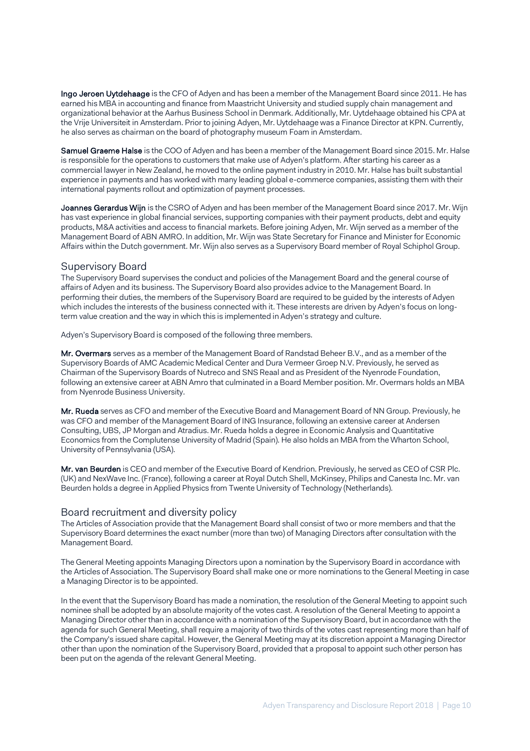**Ingo Jeroen Uytdehaage** is the CFO of Adyen and has been a member of the Management Board since 2011. He has earned his MBA in accounting and finance from Maastricht University and studied supply chain management and organizational behavior at the Aarhus Business School in Denmark. Additionally, Mr. Uytdehaage obtained his CPA at the Vrije Universiteit in Amsterdam. Prior to joining Adyen, Mr. Uytdehaage was a Finance Director at KPN. Currently, he also serves as chairman on the board of photography museum Foam in Amsterdam.

**Samuel Graeme Halse** is the COO of Adyen and has been a member of the Management Board since 2015. Mr. Halse is responsible for the operations to customers that make use of Adyen's platform. After starting his career as a commercial lawyer in New Zealand, he moved to the online payment industry in 2010. Mr. Halse has built substantial experience in payments and has worked with many leading global e-commerce companies, assisting them with their international payments rollout and optimization of payment processes.

**Joannes Gerardus Wijn** is the CSRO of Adyen and has been member of the Management Board since 2017. Mr. Wijn has vast experience in global financial services, supporting companies with their payment products, debt and equity products, M&A activities and access to financial markets. Before joining Adyen, Mr. Wijn served as a member of the Management Board of ABN AMRO. In addition, Mr. Wijn was State Secretary for Finance and Minister for Economic Affairs within the Dutch government. Mr. Wijn also serves as a Supervisory Board member of Royal Schiphol Group.

## Supervisory Board

The Supervisory Board supervises the conduct and policies of the Management Board and the general course of affairs of Adyen and its business. The Supervisory Board also provides advice to the Management Board. In performing their duties, the members of the Supervisory Board are required to be guided by the interests of Adyen which includes the interests of the business connected with it. These interests are driven by Adyen's focus on long-term value creation and the way in which this is implemented in Adyen's strategy and culture.

Adyen's Supervisory Board is composed of the following three members.

**Mr. Overmars** serves as a member of the Management Board of Randstad Beheer B.V., and as a member of the Supervisory Boards of AMC Academic Medical Center and Dura Vermeer Groep N.V. Previously, he served as Chairman of the Supervisory Boards of Nutreco and SNS Reaal and as President of the Nyenrode Foundation, following an extensive career at ABN Amro that culminated in a Board Member position. Mr. Overmars holds an MBA from Nyenrode Business University.

**Mr. Rueda** serves as CFO and member of the Executive Board and Management Board of NN Group. Previously, he was CFO and member of the Management Board of ING Insurance, following an extensive career at Andersen Consulting, UBS, JP Morgan and Atradius. Mr. Rueda holds a degree in Economic Analysis and Quantitative Economics from the Complutense University of Madrid (Spain). He also holds an MBA from the Wharton School, University of Pennsylvania (USA).

**Mr. van Beurden** is CEO and member of the Executive Board of Kendrion. Previously, he served as CEO of CSR Plc. (UK) and NexWave Inc. (France), following a career at Royal Dutch Shell, McKinsey, Philips and Canesta Inc. Mr. van Beurden holds a degree in Applied Physics from Twente University of Technology (Netherlands).

## Board recruitment and diversity policy

The Articles of Association provide that the Management Board shall consist of two or more members and that the Supervisory Board determines the exact number (more than two) of Managing Directors after consultation with the Management Board.

The General Meeting appoints Managing Directors upon a nomination by the Supervisory Board in accordance with the Articles of Association. The Supervisory Board shall make one or more nominations to the General Meeting in case a Managing Director is to be appointed.

In the event that the Supervisory Board has made a nomination, the resolution of the General Meeting to appoint such nominee shall be adopted by an absolute majority of the votes cast. A resolution of the General Meeting to appoint a Managing Director other than in accordance with a nomination of the Supervisory Board, but in accordance with the agenda for such General Meeting, shall require a majority of two thirds of the votes cast representing more than half of the Company's issued share capital. However, the General Meeting may at its discretion appoint a Managing Director other than upon the nomination of the Supervisory Board, provided that a proposal to appoint such other person has been put on the agenda of the relevant General Meeting.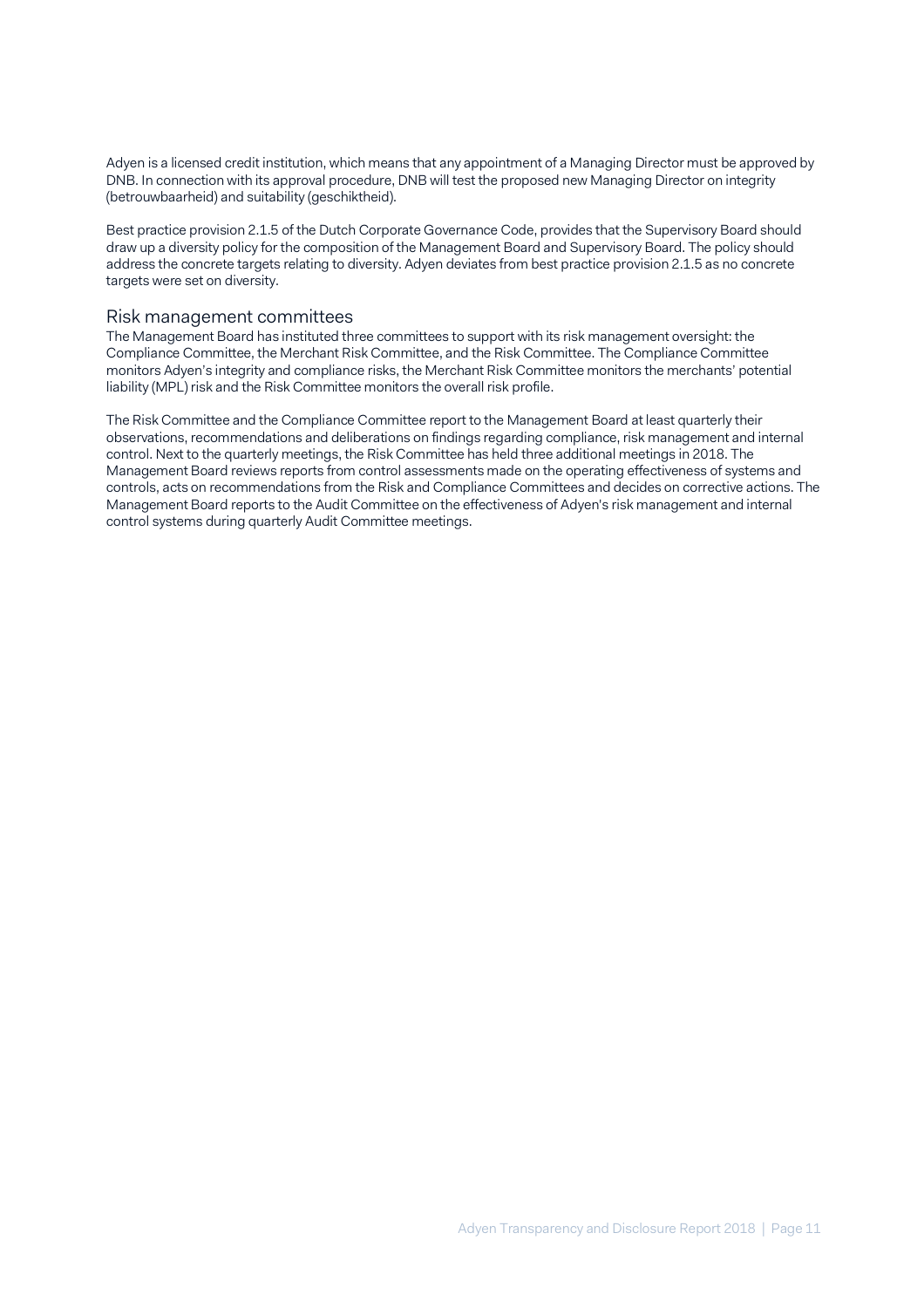Adyen is a licensed credit institution, which means that any appointment of a Managing Director must be approved by DNB. In connection with its approval procedure, DNB will test the proposed new Managing Director on integrity (betrouwbaarheid) and suitability (geschiktheid).

Best practice provision 2.1.5 of the Dutch Corporate Governance Code, provides that the Supervisory Board should draw up a diversity policy for the composition of the Management Board and Supervisory Board. The policy should address the concrete targets relating to diversity. Adyen deviates from best practice provision 2.1.5 as no concrete targets were set on diversity.

## Risk management committees

The Management Board has instituted three committees to support with its risk management oversight: the Compliance Committee, the Merchant Risk Committee, and the Risk Committee. The Compliance Committee monitors Adyen's integrity and compliance risks, the Merchant Risk Committee monitors the merchants' potential liability (MPL) risk and the Risk Committee monitors the overall risk profile.

The Risk Committee and the Compliance Committee report to the Management Board at least quarterly their observations, recommendations and deliberations on findings regarding compliance, risk management and internal control. Next to the quarterly meetings, the Risk Committee has held three additional meetings in 2018. The Management Board reviews reports from control assessments made on the operating effectiveness of systems and controls, acts on recommendations from the Risk and Compliance Committees and decides on corrective actions. The Management Board reports to the Audit Committee on the effectiveness of Adyen's risk management and internal control systems during quarterly Audit Committee meetings.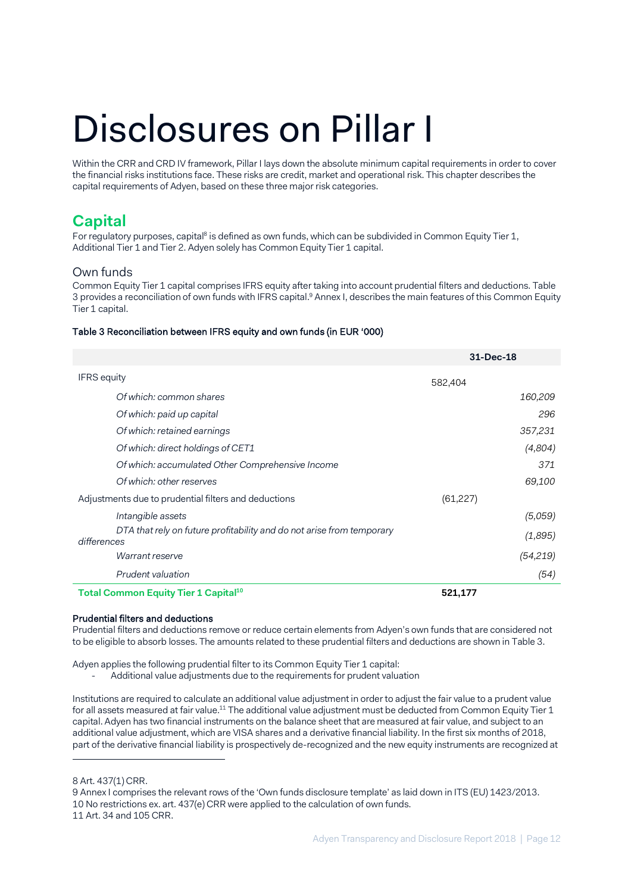# Disclosures on Pillar I

Within the CRR and CRD IV framework, Pillar I lays down the absolute minimum capital requirements in order to cover the financial risks institutions face. These risks are credit, market and operational risk. This chapter describes the capital requirements of Adyen, based on these three major risk categories.

## Capital

For regulatory purposes, capital[8] is defined as own funds, which can be subdivided in Common Equity Tier 1, Additional Tier 1 and Tier 2. Adyen solely has Common Equity Tier 1 capital.

### Own funds

Common Equity Tier 1 capital comprises IFRS equity after taking into account prudential filters and deductions. Table 3 provides a reconciliation of own funds with IFRS capital.[9] Annex I, describes the main features of this Common Equity Tier 1 capital.

**Table 3 Reconciliation between IFRS equity and own funds (in EUR '000)**

| | 31-Dec-18 | |
|---|---|---|
| IFRS equity | 582,404 | |
| *Of which: common shares* | | *160,209* |
| *Of which: paid up capital* | | *296* |
| *Of which: retained earnings* | | *357,231* |
| *Of which: direct holdings of CET1* | | *(4,804)* |
| *Of which: accumulated Other Comprehensive Income* | | *371* |
| *Of which: other reserves* | | *69,100* |
| Adjustments due to prudential filters and deductions | (61,227) | |
| *Intangible assets* | | *(5,059)* |
| *DTA that rely on future profitability and do not arise from temporary differences* | | *(1,895)* |
| *Warrant reserve* | | *(54,219)* |
| *Prudent valuation* | | *(54)* |
| **Total Common Equity Tier 1 Capital[10]** | **521,177** | |

**Prudential filters and deductions**

Prudential filters and deductions remove or reduce certain elements from Adyen's own funds that are considered not to be eligible to absorb losses. The amounts related to these prudential filters and deductions are shown in Table 3.

Adyen applies the following prudential filter to its Common Equity Tier 1 capital:

- Additional value adjustments due to the requirements for prudent valuation

Institutions are required to calculate an additional value adjustment in order to adjust the fair value to a prudent value for all assets measured at fair value.[11] The additional value adjustment must be deducted from Common Equity Tier 1 capital. Adyen has two financial instruments on the balance sheet that are measured at fair value, and subject to an additional value adjustment, which are VISA shares and a derivative financial liability. In the first six months of 2018, part of the derivative financial liability is prospectively de-recognized and the new equity instruments are recognized at

---

8 Art. 437(1) CRR.

9 Annex I comprises the relevant rows of the 'Own funds disclosure template' as laid down in ITS (EU) 1423/2013.

10 No restrictions ex. art. 437(e) CRR were applied to the calculation of own funds.

11 Art. 34 and 105 CRR.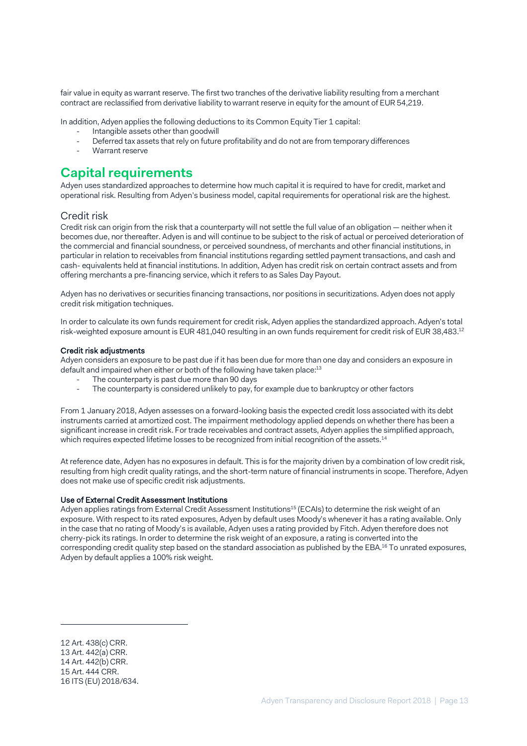fair value in equity as warrant reserve. The first two tranches of the derivative liability resulting from a merchant contract are reclassified from derivative liability to warrant reserve in equity for the amount of EUR 54,219.

In addition, Adyen applies the following deductions to its Common Equity Tier 1 capital:

- Intangible assets other than goodwill
- Deferred tax assets that rely on future profitability and do not are from temporary differences
- Warrant reserve

## Capital requirements

Adyen uses standardized approaches to determine how much capital it is required to have for credit, market and operational risk. Resulting from Adyen's business model, capital requirements for operational risk are the highest.

### Credit risk

Credit risk can origin from the risk that a counterparty will not settle the full value of an obligation — neither when it becomes due, nor thereafter. Adyen is and will continue to be subject to the risk of actual or perceived deterioration of the commercial and financial soundness, or perceived soundness, of merchants and other financial institutions, in particular in relation to receivables from financial institutions regarding settled payment transactions, and cash and cash- equivalents held at financial institutions. In addition, Adyen has credit risk on certain contract assets and from offering merchants a pre-financing service, which it refers to as Sales Day Payout.

Adyen has no derivatives or securities financing transactions, nor positions in securitizations. Adyen does not apply credit risk mitigation techniques.

In order to calculate its own funds requirement for credit risk, Adyen applies the standardized approach. Adyen's total risk-weighted exposure amount is EUR 481,040 resulting in an own funds requirement for credit risk of EUR 38,483.[12]

#### Credit risk adjustments

Adyen considers an exposure to be past due if it has been due for more than one day and considers an exposure in default and impaired when either or both of the following have taken place:[13]

- The counterparty is past due more than 90 days
- The counterparty is considered unlikely to pay, for example due to bankruptcy or other factors

From 1 January 2018, Adyen assesses on a forward-looking basis the expected credit loss associated with its debt instruments carried at amortized cost. The impairment methodology applied depends on whether there has been a significant increase in credit risk. For trade receivables and contract assets, Adyen applies the simplified approach, which requires expected lifetime losses to be recognized from initial recognition of the assets.[14]

At reference date, Adyen has no exposures in default. This is for the majority driven by a combination of low credit risk, resulting from high credit quality ratings, and the short-term nature of financial instruments in scope. Therefore, Adyen does not make use of specific credit risk adjustments.

#### Use of External Credit Assessment Institutions

Adyen applies ratings from External Credit Assessment Institutions[15] (ECAIs) to determine the risk weight of an exposure. With respect to its rated exposures, Adyen by default uses Moody's whenever it has a rating available. Only in the case that no rating of Moody's is available, Adyen uses a rating provided by Fitch. Adyen therefore does not cherry-pick its ratings. In order to determine the risk weight of an exposure, a rating is converted into the corresponding credit quality step based on the standard association as published by the EBA.[16] To unrated exposures, Adyen by default applies a 100% risk weight.

---

12 Art. 438(c) CRR.
13 Art. 442(a) CRR.
14 Art. 442(b) CRR.
15 Art. 444 CRR.
16 ITS (EU) 2018/634.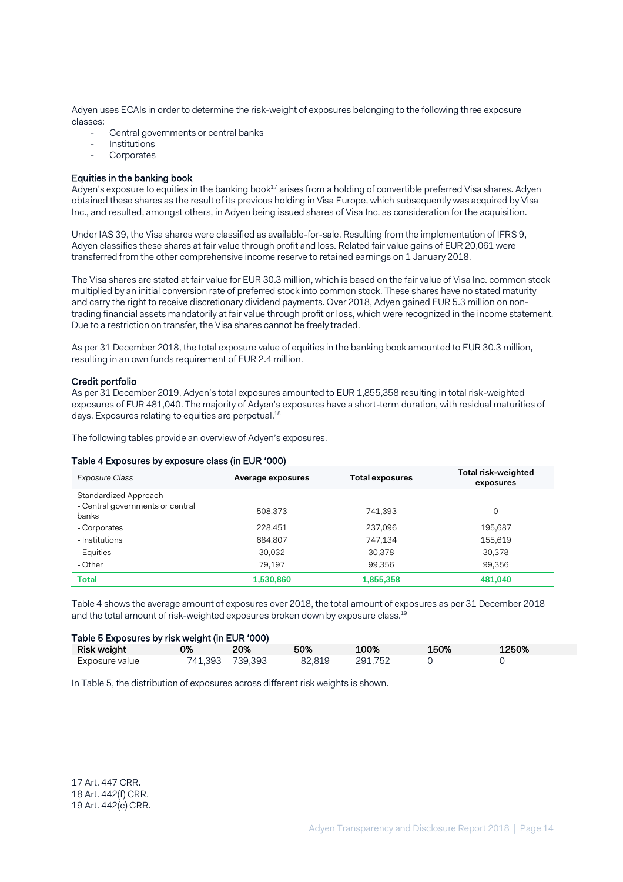Adyen uses ECAIs in order to determine the risk-weight of exposures belonging to the following three exposure classes:

- Central governments or central banks
- Institutions
- Corporates

### Equities in the banking book

Adyen's exposure to equities in the banking book[17] arises from a holding of convertible preferred Visa shares. Adyen obtained these shares as the result of its previous holding in Visa Europe, which subsequently was acquired by Visa Inc., and resulted, amongst others, in Adyen being issued shares of Visa Inc. as consideration for the acquisition.

Under IAS 39, the Visa shares were classified as available-for-sale. Resulting from the implementation of IFRS 9, Adyen classifies these shares at fair value through profit and loss. Related fair value gains of EUR 20,061 were transferred from the other comprehensive income reserve to retained earnings on 1 January 2018.

The Visa shares are stated at fair value for EUR 30.3 million, which is based on the fair value of Visa Inc. common stock multiplied by an initial conversion rate of preferred stock into common stock. These shares have no stated maturity and carry the right to receive discretionary dividend payments. Over 2018, Adyen gained EUR 5.3 million on non-trading financial assets mandatorily at fair value through profit or loss, which were recognized in the income statement. Due to a restriction on transfer, the Visa shares cannot be freely traded.

As per 31 December 2018, the total exposure value of equities in the banking book amounted to EUR 30.3 million, resulting in an own funds requirement of EUR 2.4 million.

### Credit portfolio

As per 31 December 2019, Adyen's total exposures amounted to EUR 1,855,358 resulting in total risk-weighted exposures of EUR 481,040. The majority of Adyen's exposures have a short-term duration, with residual maturities of days. Exposures relating to equities are perpetual.[18]

The following tables provide an overview of Adyen's exposures.

#### Table 4 Exposures by exposure class (in EUR '000)

| *Exposure Class* | Average exposures | Total exposures | Total risk-weighted exposures |
|---|---|---|---|
| Standardized Approach | | | |
| - Central governments or central banks | 508,373 | 741,393 | 0 |
| - Corporates | 228,451 | 237,096 | 195,687 |
| - Institutions | 684,807 | 747,134 | 155,619 |
| - Equities | 30,032 | 30,378 | 30,378 |
| - Other | 79,197 | 99,356 | 99,356 |
| **Total** | **1,530,860** | **1,855,358** | **481,040** |

Table 4 shows the average amount of exposures over 2018, the total amount of exposures as per 31 December 2018 and the total amount of risk-weighted exposures broken down by exposure class.[19]

#### Table 5 Exposures by risk weight (in EUR '000)

| Risk weight | 0% | 20% | 50% | 100% | 150% | 1250% |
|---|---|---|---|---|---|---|
| Exposure value | 741,393 | 739,393 | 82,819 | 291,752 | 0 | 0 |

In Table 5, the distribution of exposures across different risk weights is shown.

---

17 Art. 447 CRR.
18 Art. 442(f) CRR.
19 Art. 442(c) CRR.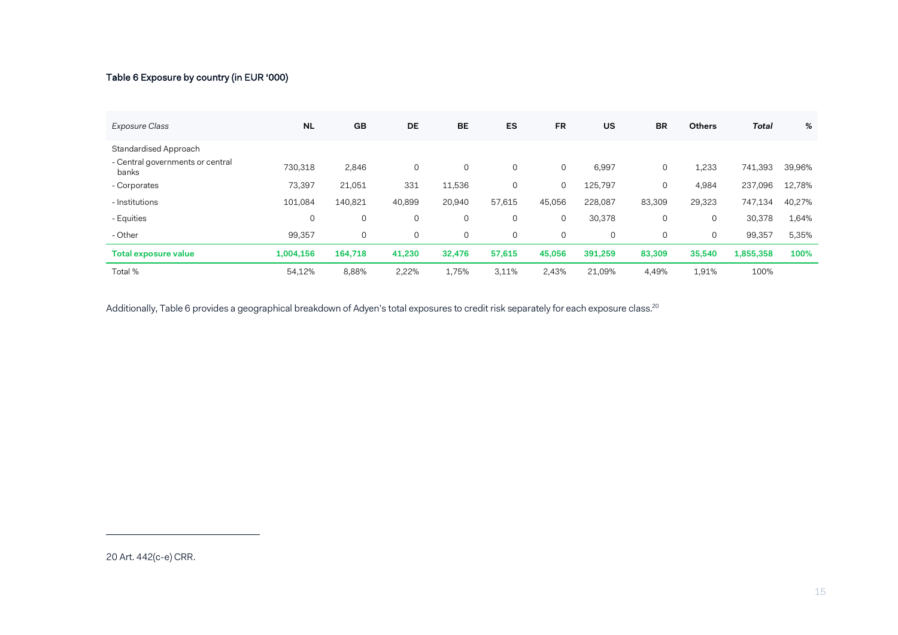**Table 6 Exposure by country (in EUR '000)**

| *Exposure Class* | NL | GB | DE | BE | ES | FR | US | BR | Others | *Total* | % |
|---|---|---|---|---|---|---|---|---|---|---|---|
| Standardised Approach | | | | | | | | | | | |
| - Central governments or central banks | 730,318 | 2,846 | 0 | 0 | 0 | 0 | 6,997 | 0 | 1,233 | 741,393 | 39,96% |
| - Corporates | 73,397 | 21,051 | 331 | 11,536 | 0 | 0 | 125,797 | 0 | 4,984 | 237,096 | 12,78% |
| - Institutions | 101,084 | 140,821 | 40,899 | 20,940 | 57,615 | 45,056 | 228,087 | 83,309 | 29,323 | 747,134 | 40,27% |
| - Equities | 0 | 0 | 0 | 0 | 0 | 0 | 30,378 | 0 | 0 | 30,378 | 1,64% |
| - Other | 99,357 | 0 | 0 | 0 | 0 | 0 | 0 | 0 | 0 | 99,357 | 5,35% |
| **Total exposure value** | **1,004,156** | **164,718** | **41,230** | **32,476** | **57,615** | **45,056** | **391,259** | **83,309** | **35,540** | **1,855,358** | **100%** |
| Total % | 54,12% | 8,88% | 2,22% | 1,75% | 3,11% | 2,43% | 21,09% | 4,49% | 1,91% | 100% | |

Additionally, Table 6 provides a geographical breakdown of Adyen's total exposures to credit risk separately for each exposure class.[20]

20 Art. 442(c-e) CRR.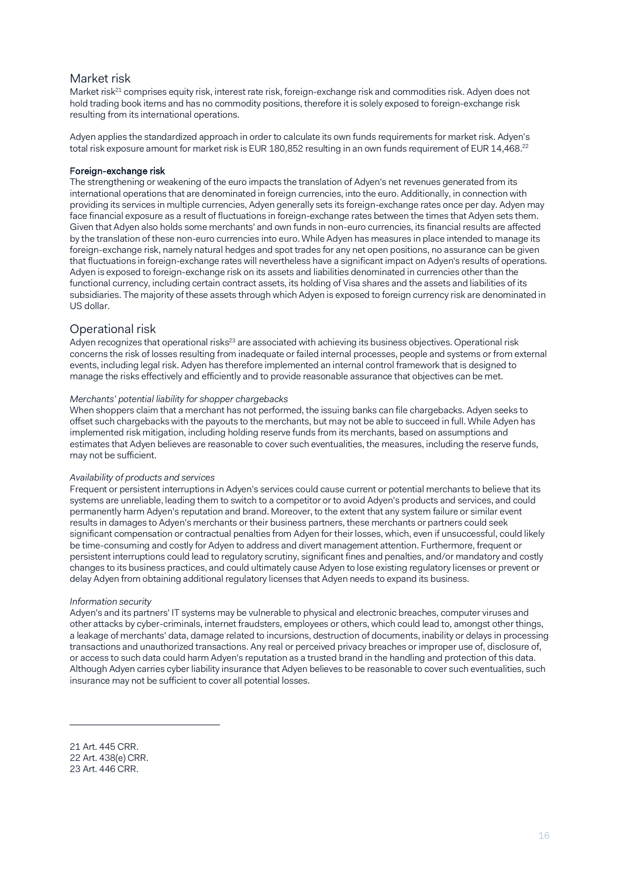## Market risk

Market risk[21] comprises equity risk, interest rate risk, foreign-exchange risk and commodities risk. Adyen does not hold trading book items and has no commodity positions, therefore it is solely exposed to foreign-exchange risk resulting from its international operations.

Adyen applies the standardized approach in order to calculate its own funds requirements for market risk. Adyen's total risk exposure amount for market risk is EUR 180,852 resulting in an own funds requirement of EUR 14,468.[22]

**Foreign-exchange risk**

The strengthening or weakening of the euro impacts the translation of Adyen's net revenues generated from its international operations that are denominated in foreign currencies, into the euro. Additionally, in connection with providing its services in multiple currencies, Adyen generally sets its foreign-exchange rates once per day. Adyen may face financial exposure as a result of fluctuations in foreign-exchange rates between the times that Adyen sets them. Given that Adyen also holds some merchants' and own funds in non-euro currencies, its financial results are affected by the translation of these non-euro currencies into euro. While Adyen has measures in place intended to manage its foreign-exchange risk, namely natural hedges and spot trades for any net open positions, no assurance can be given that fluctuations in foreign-exchange rates will nevertheless have a significant impact on Adyen's results of operations. Adyen is exposed to foreign-exchange risk on its assets and liabilities denominated in currencies other than the functional currency, including certain contract assets, its holding of Visa shares and the assets and liabilities of its subsidiaries. The majority of these assets through which Adyen is exposed to foreign currency risk are denominated in US dollar.

## Operational risk

Adyen recognizes that operational risks[23] are associated with achieving its business objectives. Operational risk concerns the risk of losses resulting from inadequate or failed internal processes, people and systems or from external events, including legal risk. Adyen has therefore implemented an internal control framework that is designed to manage the risks effectively and efficiently and to provide reasonable assurance that objectives can be met.

*Merchants' potential liability for shopper chargebacks*

When shoppers claim that a merchant has not performed, the issuing banks can file chargebacks. Adyen seeks to offset such chargebacks with the payouts to the merchants, but may not be able to succeed in full. While Adyen has implemented risk mitigation, including holding reserve funds from its merchants, based on assumptions and estimates that Adyen believes are reasonable to cover such eventualities, the measures, including the reserve funds, may not be sufficient.

*Availability of products and services*

Frequent or persistent interruptions in Adyen's services could cause current or potential merchants to believe that its systems are unreliable, leading them to switch to a competitor or to avoid Adyen's products and services, and could permanently harm Adyen's reputation and brand. Moreover, to the extent that any system failure or similar event results in damages to Adyen's merchants or their business partners, these merchants or partners could seek significant compensation or contractual penalties from Adyen for their losses, which, even if unsuccessful, could likely be time-consuming and costly for Adyen to address and divert management attention. Furthermore, frequent or persistent interruptions could lead to regulatory scrutiny, significant fines and penalties, and/or mandatory and costly changes to its business practices, and could ultimately cause Adyen to lose existing regulatory licenses or prevent or delay Adyen from obtaining additional regulatory licenses that Adyen needs to expand its business.

*Information security*

Adyen's and its partners' IT systems may be vulnerable to physical and electronic breaches, computer viruses and other attacks by cyber-criminals, internet fraudsters, employees or others, which could lead to, amongst other things, a leakage of merchants' data, damage related to incursions, destruction of documents, inability or delays in processing transactions and unauthorized transactions. Any real or perceived privacy breaches or improper use of, disclosure of, or access to such data could harm Adyen's reputation as a trusted brand in the handling and protection of this data. Although Adyen carries cyber liability insurance that Adyen believes to be reasonable to cover such eventualities, such insurance may not be sufficient to cover all potential losses.

---

21 Art. 445 CRR.
22 Art. 438(e) CRR.
23 Art. 446 CRR.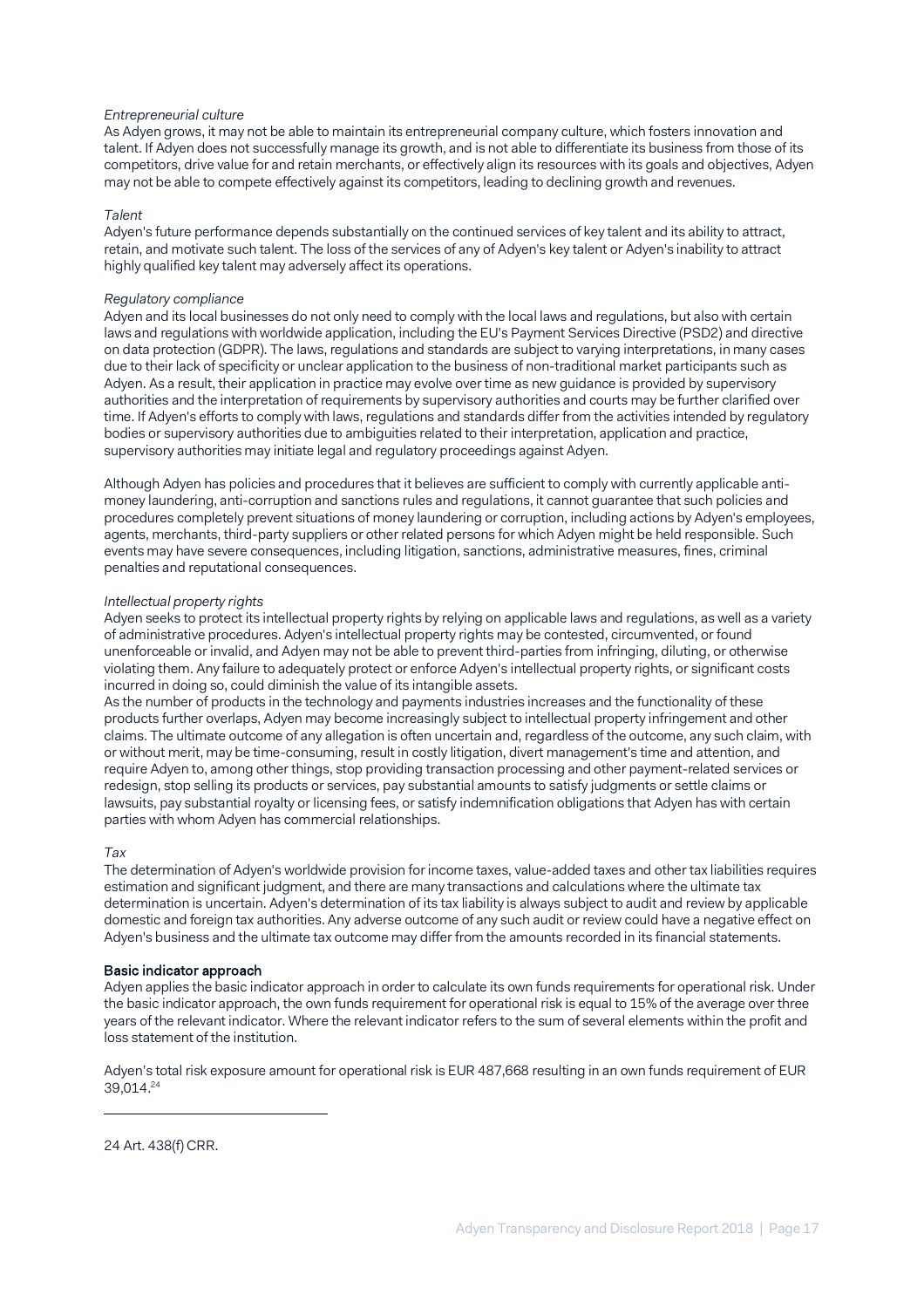*Entrepreneurial culture*

As Adyen grows, it may not be able to maintain its entrepreneurial company culture, which fosters innovation and talent. If Adyen does not successfully manage its growth, and is not able to differentiate its business from those of its competitors, drive value for and retain merchants, or effectively align its resources with its goals and objectives, Adyen may not be able to compete effectively against its competitors, leading to declining growth and revenues.

*Talent*

Adyen's future performance depends substantially on the continued services of key talent and its ability to attract, retain, and motivate such talent. The loss of the services of any of Adyen's key talent or Adyen's inability to attract highly qualified key talent may adversely affect its operations.

*Regulatory compliance*

Adyen and its local businesses do not only need to comply with the local laws and regulations, but also with certain laws and regulations with worldwide application, including the EU's Payment Services Directive (PSD2) and directive on data protection (GDPR). The laws, regulations and standards are subject to varying interpretations, in many cases due to their lack of specificity or unclear application to the business of non-traditional market participants such as Adyen. As a result, their application in practice may evolve over time as new guidance is provided by supervisory authorities and the interpretation of requirements by supervisory authorities and courts may be further clarified over time. If Adyen's efforts to comply with laws, regulations and standards differ from the activities intended by regulatory bodies or supervisory authorities due to ambiguities related to their interpretation, application and practice, supervisory authorities may initiate legal and regulatory proceedings against Adyen.

Although Adyen has policies and procedures that it believes are sufficient to comply with currently applicable anti-money laundering, anti-corruption and sanctions rules and regulations, it cannot guarantee that such policies and procedures completely prevent situations of money laundering or corruption, including actions by Adyen's employees, agents, merchants, third-party suppliers or other related persons for which Adyen might be held responsible. Such events may have severe consequences, including litigation, sanctions, administrative measures, fines, criminal penalties and reputational consequences.

*Intellectual property rights*

Adyen seeks to protect its intellectual property rights by relying on applicable laws and regulations, as well as a variety of administrative procedures. Adyen's intellectual property rights may be contested, circumvented, or found unenforceable or invalid, and Adyen may not be able to prevent third-parties from infringing, diluting, or otherwise violating them. Any failure to adequately protect or enforce Adyen's intellectual property rights, or significant costs incurred in doing so, could diminish the value of its intangible assets.

As the number of products in the technology and payments industries increases and the functionality of these products further overlaps, Adyen may become increasingly subject to intellectual property infringement and other claims. The ultimate outcome of any allegation is often uncertain and, regardless of the outcome, any such claim, with or without merit, may be time-consuming, result in costly litigation, divert management's time and attention, and require Adyen to, among other things, stop providing transaction processing and other payment-related services or redesign, stop selling its products or services, pay substantial amounts to satisfy judgments or settle claims or lawsuits, pay substantial royalty or licensing fees, or satisfy indemnification obligations that Adyen has with certain parties with whom Adyen has commercial relationships.

*Tax*

The determination of Adyen's worldwide provision for income taxes, value-added taxes and other tax liabilities requires estimation and significant judgment, and there are many transactions and calculations where the ultimate tax determination is uncertain. Adyen's determination of its tax liability is always subject to audit and review by applicable domestic and foreign tax authorities. Any adverse outcome of any such audit or review could have a negative effect on Adyen's business and the ultimate tax outcome may differ from the amounts recorded in its financial statements.

**Basic indicator approach**

Adyen applies the basic indicator approach in order to calculate its own funds requirements for operational risk. Under the basic indicator approach, the own funds requirement for operational risk is equal to 15% of the average over three years of the relevant indicator. Where the relevant indicator refers to the sum of several elements within the profit and loss statement of the institution.

Adyen's total risk exposure amount for operational risk is EUR 487,668 resulting in an own funds requirement of EUR 39,014.[24]

---

24 Art. 438(f) CRR.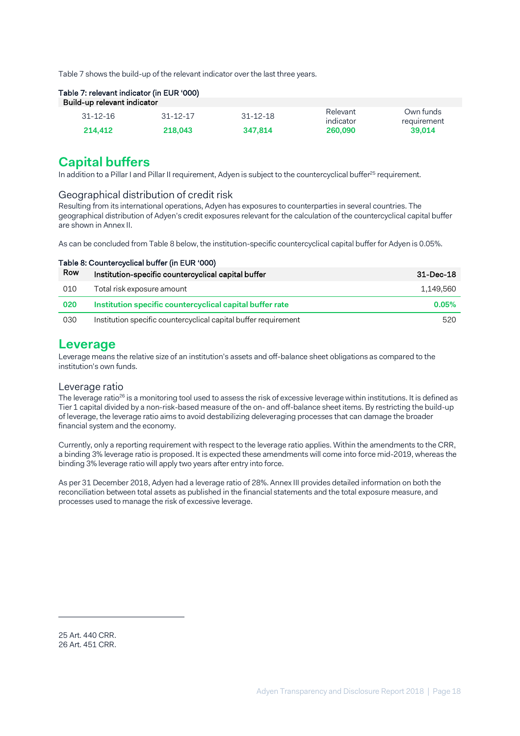Table 7 shows the build-up of the relevant indicator over the last three years.

**Table 7: relevant indicator (in EUR '000)**

| Build-up relevant indicator | | | | |
|---|---|---|---|---|
| 31-12-16 | 31-12-17 | 31-12-18 | Relevant indicator | Own funds requirement |
| **214,412** | **218,043** | **347,814** | **260,090** | **39,014** |

## Capital buffers

In addition to a Pillar I and Pillar II requirement, Adyen is subject to the countercyclical buffer[25] requirement.

### Geographical distribution of credit risk

Resulting from its international operations, Adyen has exposures to counterparties in several countries. The geographical distribution of Adyen's credit exposures relevant for the calculation of the countercyclical capital buffer are shown in Annex II.

As can be concluded from Table 8 below, the institution-specific countercyclical capital buffer for Adyen is 0.05%.

**Table 8: Countercyclical buffer (in EUR '000)**

| Row | Institution-specific countercyclical capital buffer | 31-Dec-18 |
|---|---|---|
| 010 | Total risk exposure amount | 1,149,560 |
| **020** | **Institution specific countercyclical capital buffer rate** | **0.05%** |
| 030 | Institution specific countercyclical capital buffer requirement | 520 |

## Leverage

Leverage means the relative size of an institution's assets and off-balance sheet obligations as compared to the institution's own funds.

### Leverage ratio

The leverage ratio[26] is a monitoring tool used to assess the risk of excessive leverage within institutions. It is defined as Tier 1 capital divided by a non-risk-based measure of the on- and off-balance sheet items. By restricting the build-up of leverage, the leverage ratio aims to avoid destabilizing deleveraging processes that can damage the broader financial system and the economy.

Currently, only a reporting requirement with respect to the leverage ratio applies. Within the amendments to the CRR, a binding 3% leverage ratio is proposed. It is expected these amendments will come into force mid-2019, whereas the binding 3% leverage ratio will apply two years after entry into force.

As per 31 December 2018, Adyen had a leverage ratio of 28%. Annex III provides detailed information on both the reconciliation between total assets as published in the financial statements and the total exposure measure, and processes used to manage the risk of excessive leverage.

---

25 Art. 440 CRR.
26 Art. 451 CRR.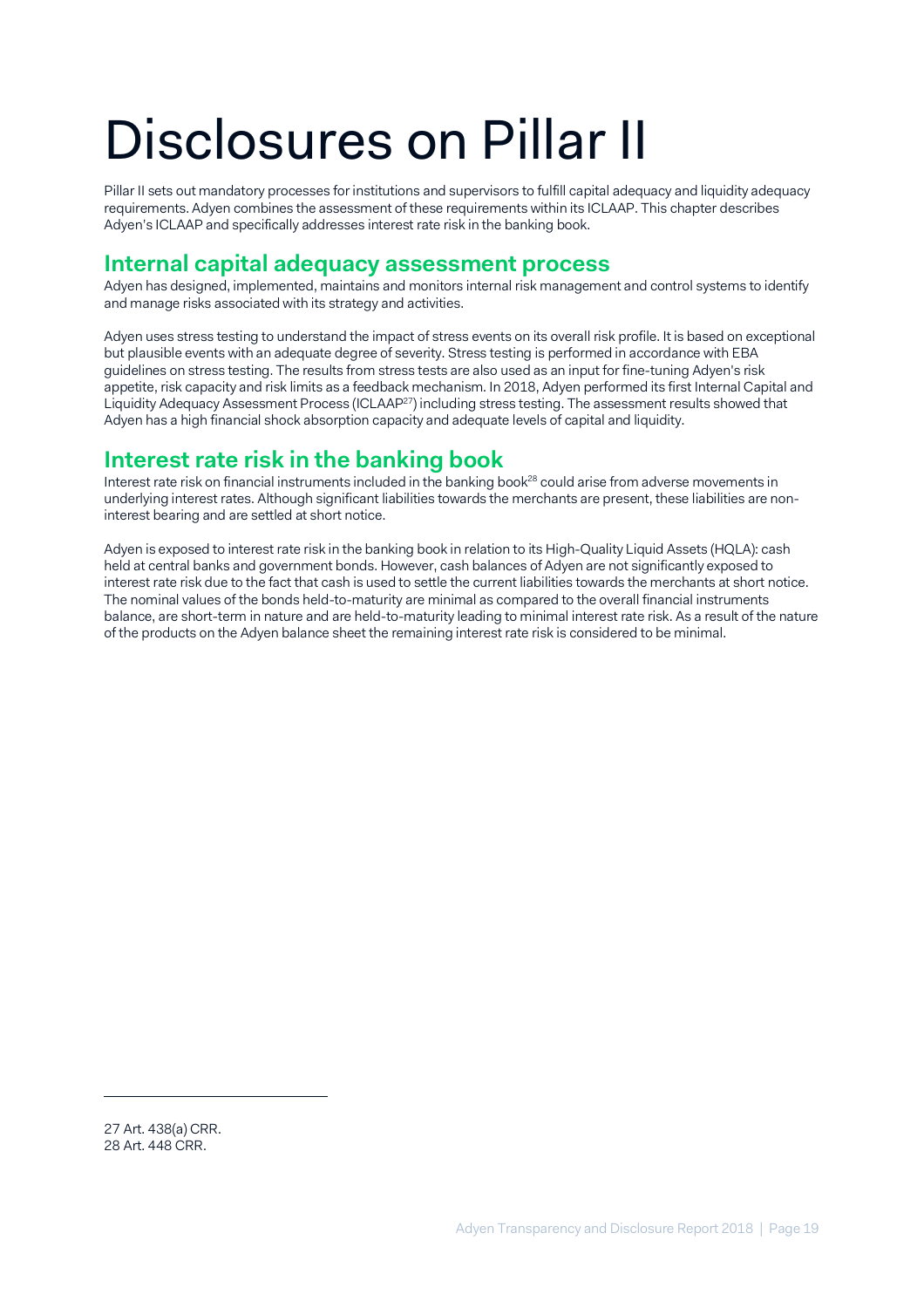# Disclosures on Pillar II

Pillar II sets out mandatory processes for institutions and supervisors to fulfill capital adequacy and liquidity adequacy requirements. Adyen combines the assessment of these requirements within its ICLAAP. This chapter describes Adyen's ICLAAP and specifically addresses interest rate risk in the banking book.

## Internal capital adequacy assessment process

Adyen has designed, implemented, maintains and monitors internal risk management and control systems to identify and manage risks associated with its strategy and activities.

Adyen uses stress testing to understand the impact of stress events on its overall risk profile. It is based on exceptional but plausible events with an adequate degree of severity. Stress testing is performed in accordance with EBA guidelines on stress testing. The results from stress tests are also used as an input for fine-tuning Adyen's risk appetite, risk capacity and risk limits as a feedback mechanism. In 2018, Adyen performed its first Internal Capital and Liquidity Adequacy Assessment Process (ICLAAP[27]) including stress testing. The assessment results showed that Adyen has a high financial shock absorption capacity and adequate levels of capital and liquidity.

## Interest rate risk in the banking book

Interest rate risk on financial instruments included in the banking book[28] could arise from adverse movements in underlying interest rates. Although significant liabilities towards the merchants are present, these liabilities are non-interest bearing and are settled at short notice.

Adyen is exposed to interest rate risk in the banking book in relation to its High-Quality Liquid Assets (HQLA): cash held at central banks and government bonds. However, cash balances of Adyen are not significantly exposed to interest rate risk due to the fact that cash is used to settle the current liabilities towards the merchants at short notice. The nominal values of the bonds held-to-maturity are minimal as compared to the overall financial instruments balance, are short-term in nature and are held-to-maturity leading to minimal interest rate risk. As a result of the nature of the products on the Adyen balance sheet the remaining interest rate risk is considered to be minimal.

---

27 Art. 438(a) CRR.
28 Art. 448 CRR.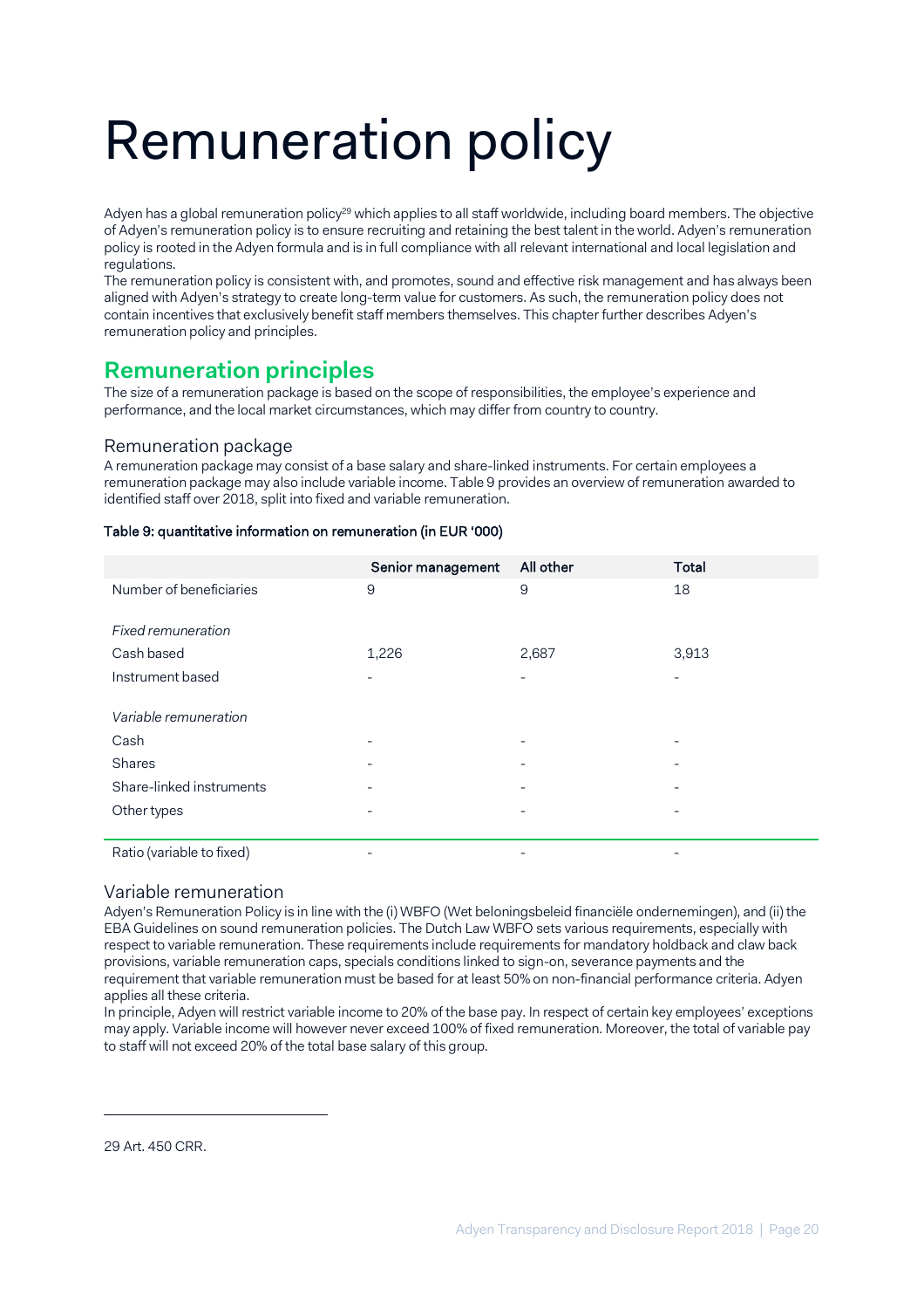# Remuneration policy

Adyen has a global remuneration policy[29] which applies to all staff worldwide, including board members. The objective of Adyen's remuneration policy is to ensure recruiting and retaining the best talent in the world. Adyen's remuneration policy is rooted in the Adyen formula and is in full compliance with all relevant international and local legislation and regulations.

The remuneration policy is consistent with, and promotes, sound and effective risk management and has always been aligned with Adyen's strategy to create long-term value for customers. As such, the remuneration policy does not contain incentives that exclusively benefit staff members themselves. This chapter further describes Adyen's remuneration policy and principles.

## Remuneration principles

The size of a remuneration package is based on the scope of responsibilities, the employee's experience and performance, and the local market circumstances, which may differ from country to country.

### Remuneration package

A remuneration package may consist of a base salary and share-linked instruments. For certain employees a remuneration package may also include variable income. Table 9 provides an overview of remuneration awarded to identified staff over 2018, split into fixed and variable remuneration.

**Table 9: quantitative information on remuneration (in EUR '000)**

| | Senior management | All other | Total |
|---|---|---|---|
| Number of beneficiaries | 9 | 9 | 18 |
| *Fixed remuneration* | | | |
| Cash based | 1,226 | 2,687 | 3,913 |
| Instrument based | - | - | - |
| *Variable remuneration* | | | |
| Cash | - | - | - |
| Shares | - | - | - |
| Share-linked instruments | - | - | - |
| Other types | - | - | - |
| Ratio (variable to fixed) | - | - | - |

### Variable remuneration

Adyen's Remuneration Policy is in line with the (i) WBFO (Wet beloningsbeleid financiële ondernemingen), and (ii) the EBA Guidelines on sound remuneration policies. The Dutch Law WBFO sets various requirements, especially with respect to variable remuneration. These requirements include requirements for mandatory holdback and claw back provisions, variable remuneration caps, specials conditions linked to sign-on, severance payments and the requirement that variable remuneration must be based for at least 50% on non-financial performance criteria. Adyen applies all these criteria.

In principle, Adyen will restrict variable income to 20% of the base pay. In respect of certain key employees' exceptions may apply. Variable income will however never exceed 100% of fixed remuneration. Moreover, the total of variable pay to staff will not exceed 20% of the total base salary of this group.

29 Art. 450 CRR.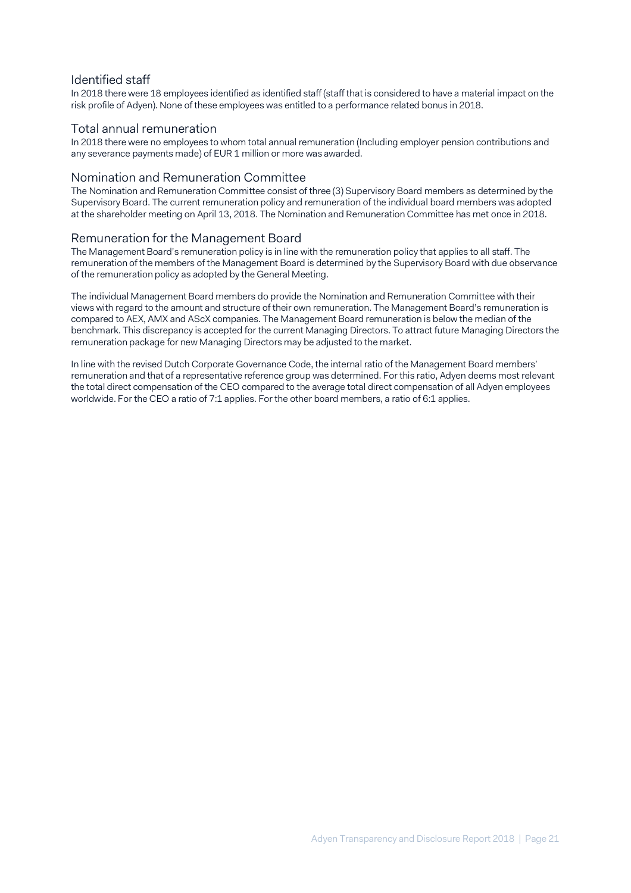## Identified staff

In 2018 there were 18 employees identified as identified staff (staff that is considered to have a material impact on the risk profile of Adyen). None of these employees was entitled to a performance related bonus in 2018.

## Total annual remuneration

In 2018 there were no employees to whom total annual remuneration (Including employer pension contributions and any severance payments made) of EUR 1 million or more was awarded.

## Nomination and Remuneration Committee

The Nomination and Remuneration Committee consist of three (3) Supervisory Board members as determined by the Supervisory Board. The current remuneration policy and remuneration of the individual board members was adopted at the shareholder meeting on April 13, 2018. The Nomination and Remuneration Committee has met once in 2018.

## Remuneration for the Management Board

The Management Board's remuneration policy is in line with the remuneration policy that applies to all staff. The remuneration of the members of the Management Board is determined by the Supervisory Board with due observance of the remuneration policy as adopted by the General Meeting.

The individual Management Board members do provide the Nomination and Remuneration Committee with their views with regard to the amount and structure of their own remuneration. The Management Board's remuneration is compared to AEX, AMX and AScX companies. The Management Board remuneration is below the median of the benchmark. This discrepancy is accepted for the current Managing Directors. To attract future Managing Directors the remuneration package for new Managing Directors may be adjusted to the market.

In line with the revised Dutch Corporate Governance Code, the internal ratio of the Management Board members' remuneration and that of a representative reference group was determined. For this ratio, Adyen deems most relevant the total direct compensation of the CEO compared to the average total direct compensation of all Adyen employees worldwide. For the CEO a ratio of 7:1 applies. For the other board members, a ratio of 6:1 applies.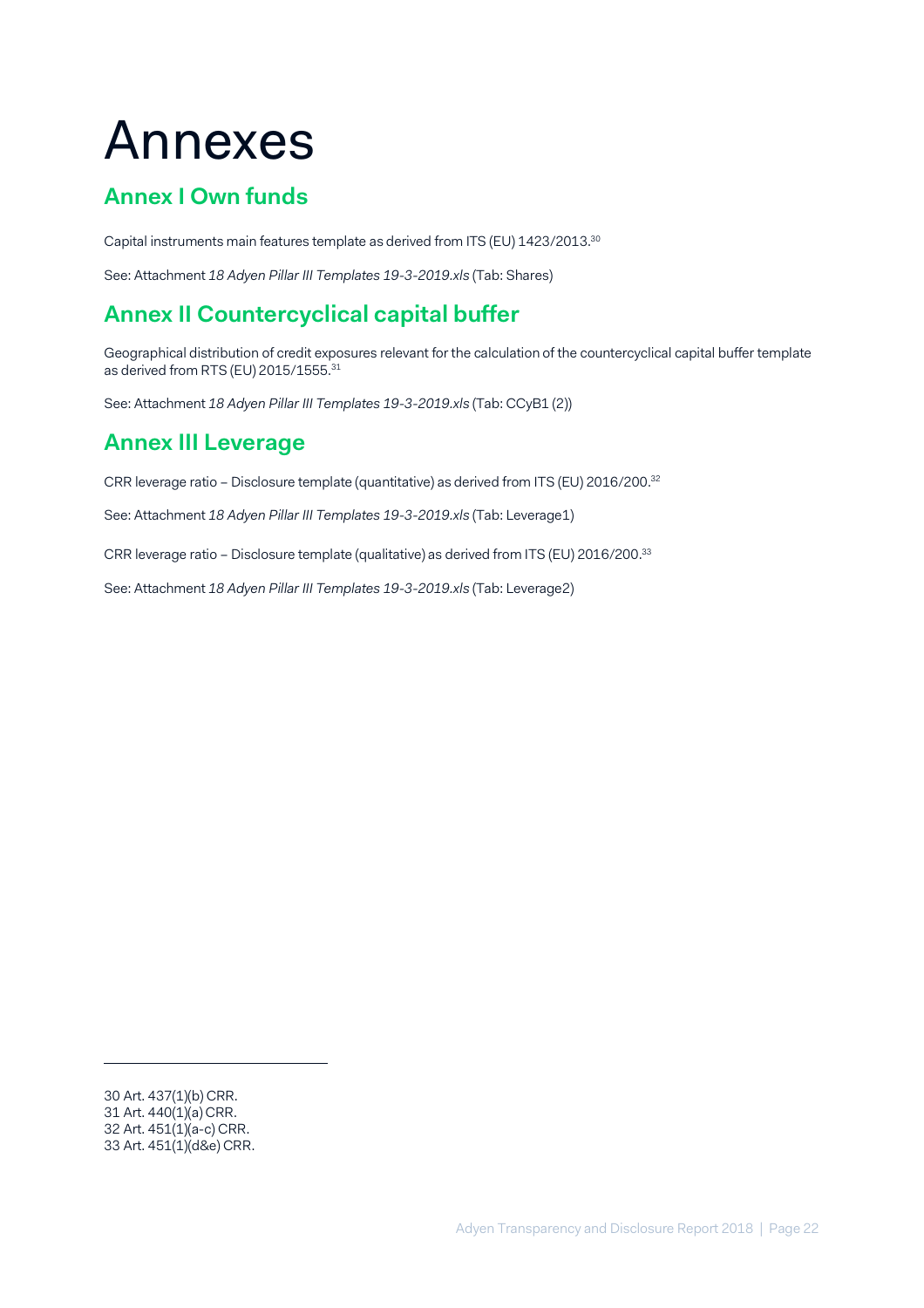# Annexes

## Annex I Own funds

Capital instruments main features template as derived from ITS (EU) 1423/2013.[30]

See: Attachment *18 Adyen Pillar III Templates 19-3-2019.xls* (Tab: Shares)

## Annex II Countercyclical capital buffer

Geographical distribution of credit exposures relevant for the calculation of the countercyclical capital buffer template as derived from RTS (EU) 2015/1555.[31]

See: Attachment *18 Adyen Pillar III Templates 19-3-2019.xls* (Tab: CCyB1 (2))

## Annex III Leverage

CRR leverage ratio – Disclosure template (quantitative) as derived from ITS (EU) 2016/200.[32]

See: Attachment *18 Adyen Pillar III Templates 19-3-2019.xls* (Tab: Leverage1)

CRR leverage ratio – Disclosure template (qualitative) as derived from ITS (EU) 2016/200.[33]

See: Attachment *18 Adyen Pillar III Templates 19-3-2019.xls* (Tab: Leverage2)

---

30 Art. 437(1)(b) CRR.
31 Art. 440(1)(a) CRR.
32 Art. 451(1)(a-c) CRR.
33 Art. 451(1)(d&e) CRR.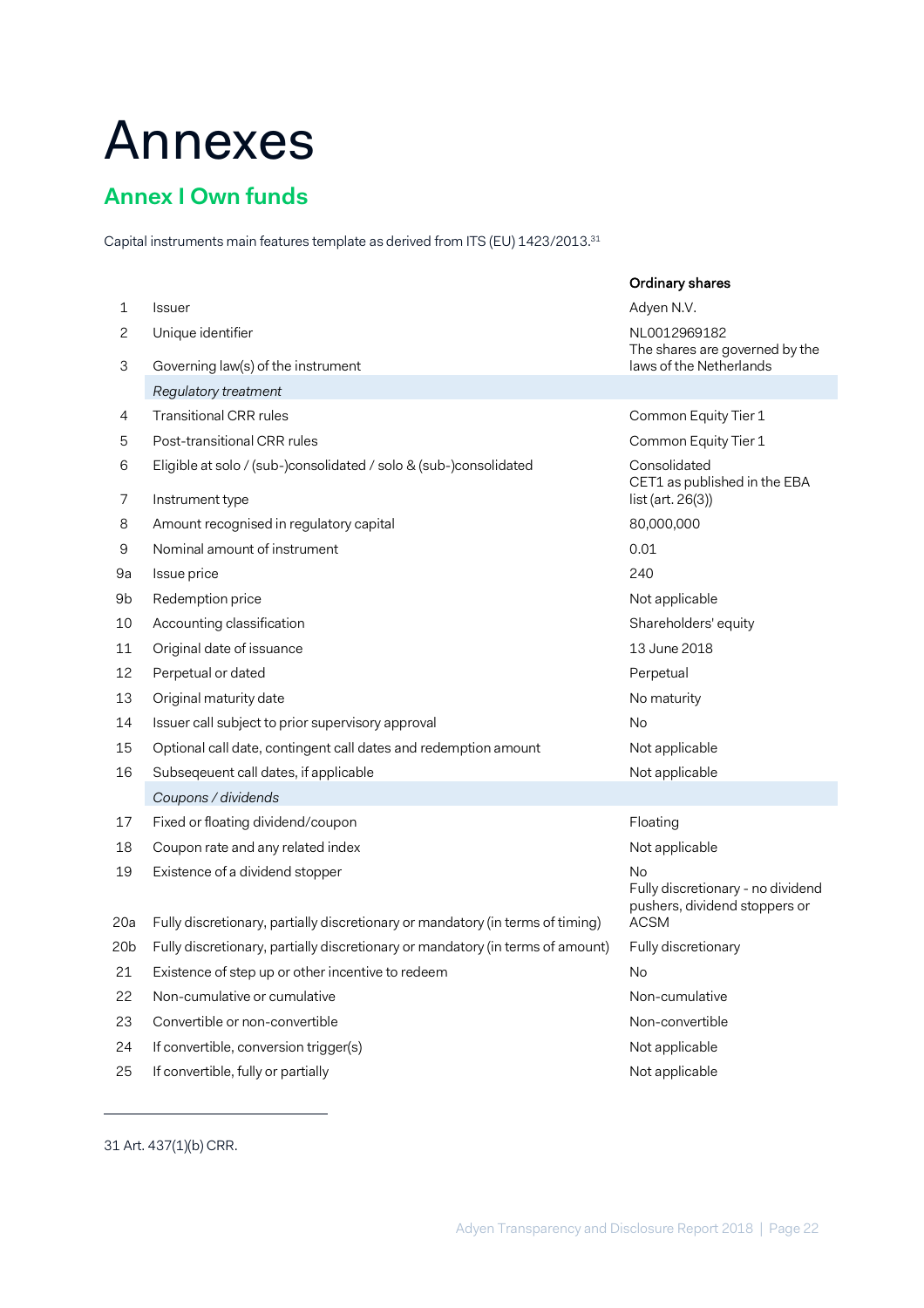# Annexes

## Annex I Own funds

Capital instruments main features template as derived from ITS (EU) 1423/2013.[31]

| | | Ordinary shares |
|---|---|---|
| 1 | Issuer | Adyen N.V. |
| 2 | Unique identifier | NL0012969182 |
| 3 | Governing law(s) of the instrument | The shares are governed by the laws of the Netherlands |
| | *Regulatory treatment* | |
| 4 | Transitional CRR rules | Common Equity Tier 1 |
| 5 | Post-transitional CRR rules | Common Equity Tier 1 |
| 6 | Eligible at solo / (sub-)consolidated / solo & (sub-)consolidated | Consolidated |
| 7 | Instrument type | CET1 as published in the EBA list (art. 26(3)) |
| 8 | Amount recognised in regulatory capital | 80,000,000 |
| 9 | Nominal amount of instrument | 0.01 |
| 9a | Issue price | 240 |
| 9b | Redemption price | Not applicable |
| 10 | Accounting classification | Shareholders' equity |
| 11 | Original date of issuance | 13 June 2018 |
| 12 | Perpetual or dated | Perpetual |
| 13 | Original maturity date | No maturity |
| 14 | Issuer call subject to prior supervisory approval | No |
| 15 | Optional call date, contingent call dates and redemption amount | Not applicable |
| 16 | Subseqeuent call dates, if applicable | Not applicable |
| | *Coupons / dividends* | |
| 17 | Fixed or floating dividend/coupon | Floating |
| 18 | Coupon rate and any related index | Not applicable |
| 19 | Existence of a dividend stopper | No |
| 20a | Fully discretionary, partially discretionary or mandatory (in terms of timing) | Fully discretionary - no dividend pushers, dividend stoppers or ACSM |
| 20b | Fully discretionary, partially discretionary or mandatory (in terms of amount) | Fully discretionary |
| 21 | Existence of step up or other incentive to redeem | No |
| 22 | Non-cumulative or cumulative | Non-cumulative |
| 23 | Convertible or non-convertible | Non-convertible |
| 24 | If convertible, conversion trigger(s) | Not applicable |
| 25 | If convertible, fully or partially | Not applicable |

31 Art. 437(1)(b) CRR.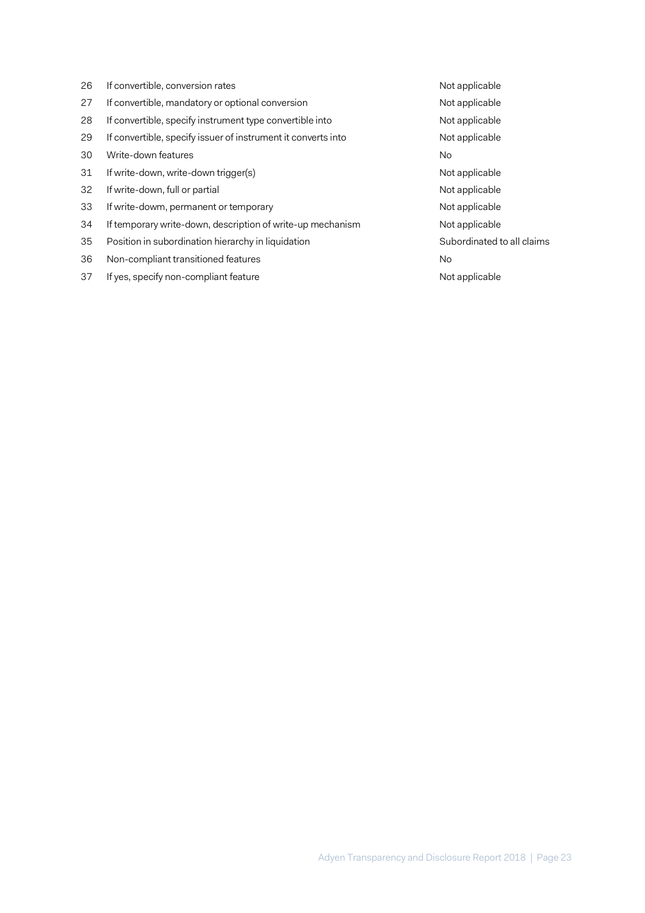| | | |
|---|---|---|
| 26 | If convertible, conversion rates | Not applicable |
| 27 | If convertible, mandatory or optional conversion | Not applicable |
| 28 | If convertible, specify instrument type convertible into | Not applicable |
| 29 | If convertible, specify issuer of instrument it converts into | Not applicable |
| 30 | Write-down features | No |
| 31 | If write-down, write-down trigger(s) | Not applicable |
| 32 | If write-down, full or partial | Not applicable |
| 33 | If write-dowm, permanent or temporary | Not applicable |
| 34 | If temporary write-down, description of write-up mechanism | Not applicable |
| 35 | Position in subordination hierarchy in liquidation | Subordinated to all claims |
| 36 | Non-compliant transitioned features | No |
| 37 | If yes, specify non-compliant feature | Not applicable |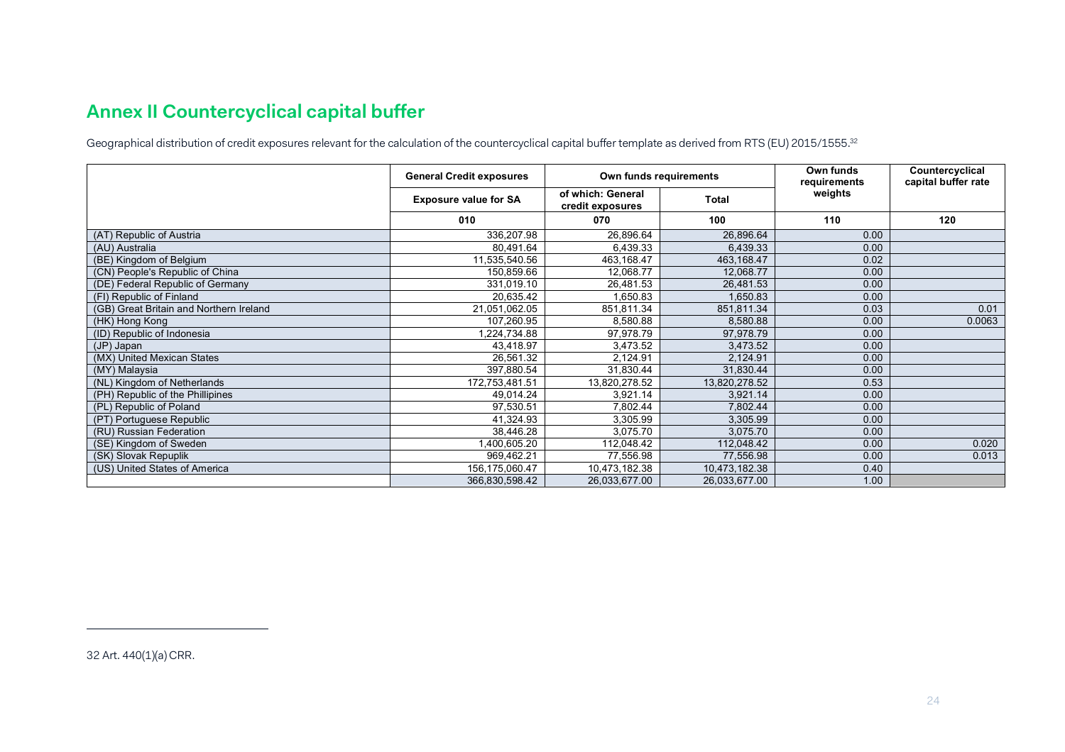## Annex II Countercyclical capital buffer

Geographical distribution of credit exposures relevant for the calculation of the countercyclical capital buffer template as derived from RTS (EU) 2015/1555.[32]

| | General Credit exposures | Own funds requirements | | Own funds requirements weights | Countercyclical capital buffer rate |
|---|---|---|---|---|---|
| | Exposure value for SA | of which: General credit exposures | Total | | |
| | 010 | 070 | 100 | 110 | 120 |
| (AT) Republic of Austria | 336,207.98 | 26,896.64 | 26,896.64 | 0.00 | |
| (AU) Australia | 80,491.64 | 6,439.33 | 6,439.33 | 0.00 | |
| (BE) Kingdom of Belgium | 11,535,540.56 | 463,168.47 | 463,168.47 | 0.02 | |
| (CN) People's Republic of China | 150,859.66 | 12,068.77 | 12,068.77 | 0.00 | |
| (DE) Federal Republic of Germany | 331,019.10 | 26,481.53 | 26,481.53 | 0.00 | |
| (FI) Republic of Finland | 20,635.42 | 1,650.83 | 1,650.83 | 0.00 | |
| (GB) Great Britain and Northern Ireland | 21,051,062.05 | 851,811.34 | 851,811.34 | 0.03 | 0.01 |
| (HK) Hong Kong | 107,260.95 | 8,580.88 | 8,580.88 | 0.00 | 0.0063 |
| (ID) Republic of Indonesia | 1,224,734.88 | 97,978.79 | 97,978.79 | 0.00 | |
| (JP) Japan | 43,418.97 | 3,473.52 | 3,473.52 | 0.00 | |
| (MX) United Mexican States | 26,561.32 | 2,124.91 | 2,124.91 | 0.00 | |
| (MY) Malaysia | 397,880.54 | 31,830.44 | 31,830.44 | 0.00 | |
| (NL) Kingdom of Netherlands | 172,753,481.51 | 13,820,278.52 | 13,820,278.52 | 0.53 | |
| (PH) Republic of the Phillipines | 49,014.24 | 3,921.14 | 3,921.14 | 0.00 | |
| (PL) Republic of Poland | 97,530.51 | 7,802.44 | 7,802.44 | 0.00 | |
| (PT) Portuguese Republic | 41,324.93 | 3,305.99 | 3,305.99 | 0.00 | |
| (RU) Russian Federation | 38,446.28 | 3,075.70 | 3,075.70 | 0.00 | |
| (SE) Kingdom of Sweden | 1,400,605.20 | 112,048.42 | 112,048.42 | 0.00 | 0.020 |
| (SK) Slovak Repuplik | 969,462.21 | 77,556.98 | 77,556.98 | 0.00 | 0.013 |
| (US) United States of America | 156,175,060.47 | 10,473,182.38 | 10,473,182.38 | 0.40 | |
| | 366,830,598.42 | 26,033,677.00 | 26,033,677.00 | 1.00 | |

32 Art. 440(1)(a) CRR.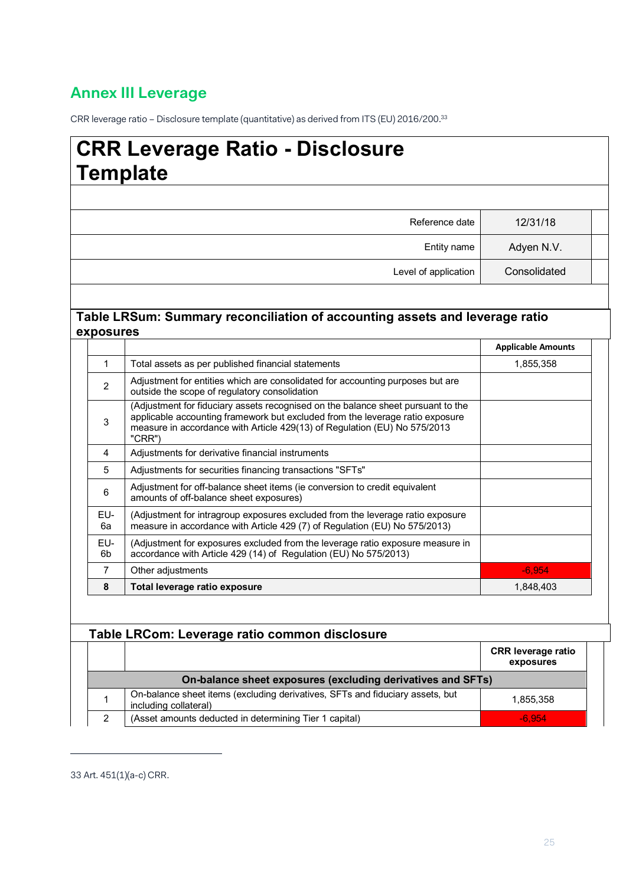## Annex III Leverage

CRR leverage ratio – Disclosure template (quantitative) as derived from ITS (EU) 2016/200.[33]

# CRR Leverage Ratio - Disclosure Template

| | |
|---|---|
| Reference date | 12/31/18 |
| Entity name | Adyen N.V. |
| Level of application | Consolidated |

### Table LRSum: Summary reconciliation of accounting assets and leverage ratio exposures

| | | Applicable Amounts |
|---|---|---|
| 1 | Total assets as per published financial statements | 1,855,358 |
| 2 | Adjustment for entities which are consolidated for accounting purposes but are outside the scope of regulatory consolidation | |
| 3 | (Adjustment for fiduciary assets recognised on the balance sheet pursuant to the applicable accounting framework but excluded from the leverage ratio exposure measure in accordance with Article 429(13) of Regulation (EU) No 575/2013 "CRR") | |
| 4 | Adjustments for derivative financial instruments | |
| 5 | Adjustments for securities financing transactions "SFTs" | |
| 6 | Adjustment for off-balance sheet items (ie conversion to credit equivalent amounts of off-balance sheet exposures) | |
| EU-6a | (Adjustment for intragroup exposures excluded from the leverage ratio exposure measure in accordance with Article 429 (7) of Regulation (EU) No 575/2013) | |
| EU-6b | (Adjustment for exposures excluded from the leverage ratio exposure measure in accordance with Article 429 (14) of Regulation (EU) No 575/2013) | |
| 7 | Other adjustments | -6,954 |
| **8** | **Total leverage ratio exposure** | 1,848,403 |

### Table LRCom: Leverage ratio common disclosure

| | | CRR leverage ratio exposures |
|---|---|---|
| | **On-balance sheet exposures (excluding derivatives and SFTs)** | |
| 1 | On-balance sheet items (excluding derivatives, SFTs and fiduciary assets, but including collateral) | 1,855,358 |
| 2 | (Asset amounts deducted in determining Tier 1 capital) | -6,954 |

33 Art. 451(1)(a-c) CRR.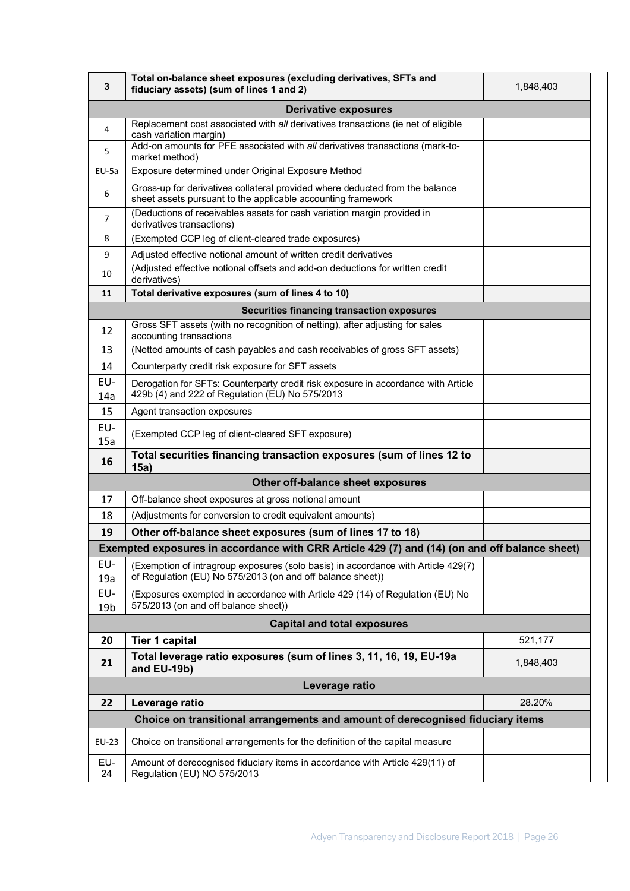| | | |
|---|---|---|
| **3** | **Total on-balance sheet exposures (excluding derivatives, SFTs and fiduciary assets) (sum of lines 1 and 2)** | 1,848,403 |
| | **Derivative exposures** | |
| 4 | Replacement cost associated with *all* derivatives transactions (ie net of eligible cash variation margin) | |
| 5 | Add-on amounts for PFE associated with *all* derivatives transactions (mark-to-market method) | |
| EU-5a | Exposure determined under Original Exposure Method | |
| 6 | Gross-up for derivatives collateral provided where deducted from the balance sheet assets pursuant to the applicable accounting framework | |
| 7 | (Deductions of receivables assets for cash variation margin provided in derivatives transactions) | |
| 8 | (Exempted CCP leg of client-cleared trade exposures) | |
| 9 | Adjusted effective notional amount of written credit derivatives | |
| 10 | (Adjusted effective notional offsets and add-on deductions for written credit derivatives) | |
| **11** | **Total derivative exposures (sum of lines 4 to 10)** | |
| | **Securities financing transaction exposures** | |
| 12 | Gross SFT assets (with no recognition of netting), after adjusting for sales accounting transactions | |
| 13 | (Netted amounts of cash payables and cash receivables of gross SFT assets) | |
| 14 | Counterparty credit risk exposure for SFT assets | |
| EU-14a | Derogation for SFTs: Counterparty credit risk exposure in accordance with Article 429b (4) and 222 of Regulation (EU) No 575/2013 | |
| 15 | Agent transaction exposures | |
| EU-15a | (Exempted CCP leg of client-cleared SFT exposure) | |
| **16** | **Total securities financing transaction exposures (sum of lines 12 to 15a)** | |
| | **Other off-balance sheet exposures** | |
| 17 | Off-balance sheet exposures at gross notional amount | |
| 18 | (Adjustments for conversion to credit equivalent amounts) | |
| **19** | **Other off-balance sheet exposures (sum of lines 17 to 18)** | |
| | **Exempted exposures in accordance with CRR Article 429 (7) and (14) (on and off balance sheet)** | |
| EU-19a | (Exemption of intragroup exposures (solo basis) in accordance with Article 429(7) of Regulation (EU) No 575/2013 (on and off balance sheet)) | |
| EU-19b | (Exposures exempted in accordance with Article 429 (14) of Regulation (EU) No 575/2013 (on and off balance sheet)) | |
| | **Capital and total exposures** | |
| **20** | **Tier 1 capital** | 521,177 |
| **21** | **Total leverage ratio exposures (sum of lines 3, 11, 16, 19, EU-19a and EU-19b)** | 1,848,403 |
| | **Leverage ratio** | |
| **22** | **Leverage ratio** | 28.20% |
| | **Choice on transitional arrangements and amount of derecognised fiduciary items** | |
| EU-23 | Choice on transitional arrangements for the definition of the capital measure | |
| EU-24 | Amount of derecognised fiduciary items in accordance with Article 429(11) of Regulation (EU) NO 575/2013 | |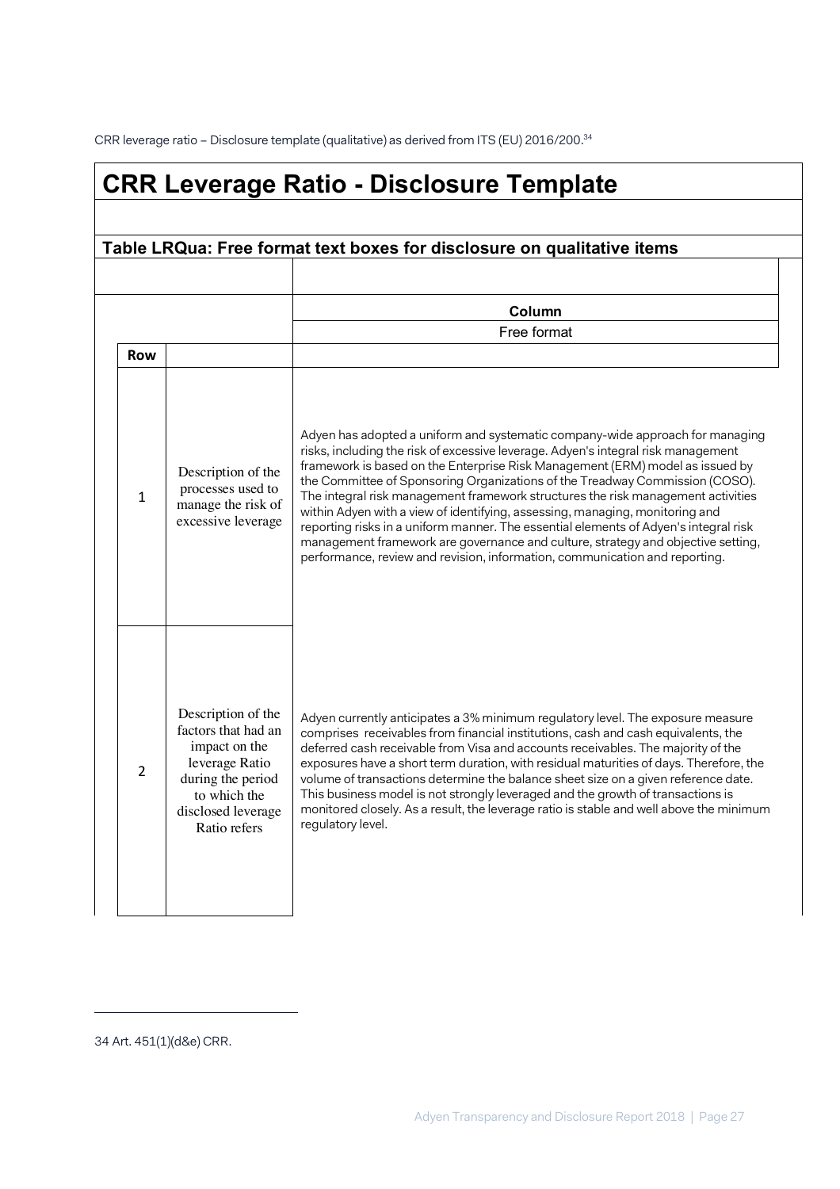CRR leverage ratio – Disclosure template (qualitative) as derived from ITS (EU) 2016/200.[34]

# CRR Leverage Ratio - Disclosure Template

## Table LRQua: Free format text boxes for disclosure on qualitative items

| Row | | Column<br>Free format |
|---|---|---|
| 1 | Description of the processes used to manage the risk of excessive leverage | Adyen has adopted a uniform and systematic company-wide approach for managing risks, including the risk of excessive leverage. Adyen's integral risk management framework is based on the Enterprise Risk Management (ERM) model as issued by the Committee of Sponsoring Organizations of the Treadway Commission (COSO). The integral risk management framework structures the risk management activities within Adyen with a view of identifying, assessing, managing, monitoring and reporting risks in a uniform manner. The essential elements of Adyen's integral risk management framework are governance and culture, strategy and objective setting, performance, review and revision, information, communication and reporting. |
| 2 | Description of the factors that had an impact on the leverage Ratio during the period to which the disclosed leverage Ratio refers | Adyen currently anticipates a 3% minimum regulatory level. The exposure measure comprises receivables from financial institutions, cash and cash equivalents, the deferred cash receivable from Visa and accounts receivables. The majority of the exposures have a short term duration, with residual maturities of days. Therefore, the volume of transactions determine the balance sheet size on a given reference date. This business model is not strongly leveraged and the growth of transactions is monitored closely. As a result, the leverage ratio is stable and well above the minimum regulatory level. |

34 Art. 451(1)(d&e) CRR.